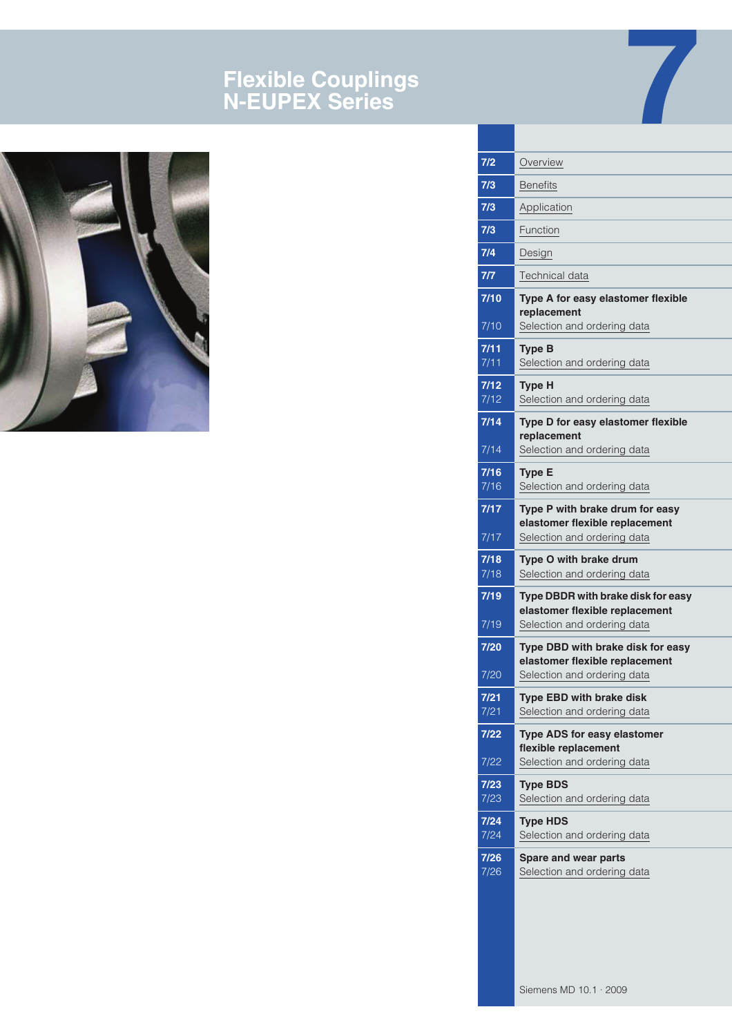# Flexible Couplings N-EUPEX Series

7

| | |
|---|---|
| **7/2** | Overview |
| **7/3** | Benefits |
| **7/3** | Application |
| **7/3** | Function |
| **7/4** | Design |
| **7/7** | Technical data |
| **7/10** | **Type A for easy elastomer flexible replacement** |
| 7/10 | Selection and ordering data |
| **7/11** | **Type B** |
| 7/11 | Selection and ordering data |
| **7/12** | **Type H** |
| 7/12 | Selection and ordering data |
| **7/14** | **Type D for easy elastomer flexible replacement** |
| 7/14 | Selection and ordering data |
| **7/16** | **Type E** |
| 7/16 | Selection and ordering data |
| **7/17** | **Type P with brake drum for easy elastomer flexible replacement** |
| 7/17 | Selection and ordering data |
| **7/18** | **Type O with brake drum** |
| 7/18 | Selection and ordering data |
| **7/19** | **Type DBDR with brake disk for easy elastomer flexible replacement** |
| 7/19 | Selection and ordering data |
| **7/20** | **Type DBD with brake disk for easy elastomer flexible replacement** |
| 7/20 | Selection and ordering data |
| **7/21** | **Type EBD with brake disk** |
| 7/21 | Selection and ordering data |
| **7/22** | **Type ADS for easy elastomer flexible replacement** |
| 7/22 | Selection and ordering data |
| **7/23** | **Type BDS** |
| 7/23 | Selection and ordering data |
| **7/24** | **Type HDS** |
| 7/24 | Selection and ordering data |
| **7/26** | **Spare and wear parts** |
| 7/26 | Selection and ordering data |

Siemens MD 10.1 · 2009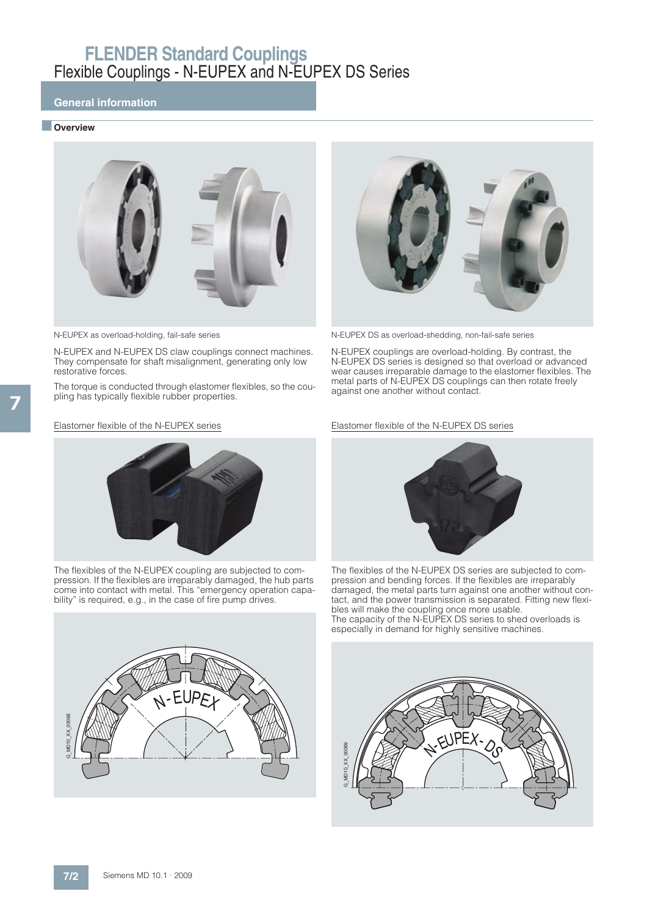# FLENDER Standard Couplings

## Flexible Couplings - N-EUPEX and N-EUPEX DS Series

### General information

#### Overview

N-EUPEX as overload-holding, fail-safe series

N-EUPEX and N-EUPEX DS claw couplings connect machines. They compensate for shaft misalignment, generating only low restorative forces.

The torque is conducted through elastomer flexibles, so the coupling has typically flexible rubber properties.

N-EUPEX DS as overload-shedding, non-fail-safe series

N-EUPEX couplings are overload-holding. By contrast, the N-EUPEX DS series is designed so that overload or advanced wear causes irreparable damage to the elastomer flexibles. The metal parts of N-EUPEX DS couplings can then rotate freely against one another without contact.

Elastomer flexible of the N-EUPEX series

The flexibles of the N-EUPEX coupling are subjected to compression. If the flexibles are irreparably damaged, the hub parts come into contact with metal. This "emergency operation capability" is required, e.g., in the case of fire pump drives.

Elastomer flexible of the N-EUPEX DS series

The flexibles of the N-EUPEX DS series are subjected to compression and bending forces. If the flexibles are irreparably damaged, the metal parts turn against one another without contact, and the power transmission is separated. Fitting new flexibles will make the coupling once more usable.
The capacity of the N-EUPEX DS series to shed overloads is especially in demand for highly sensitive machines.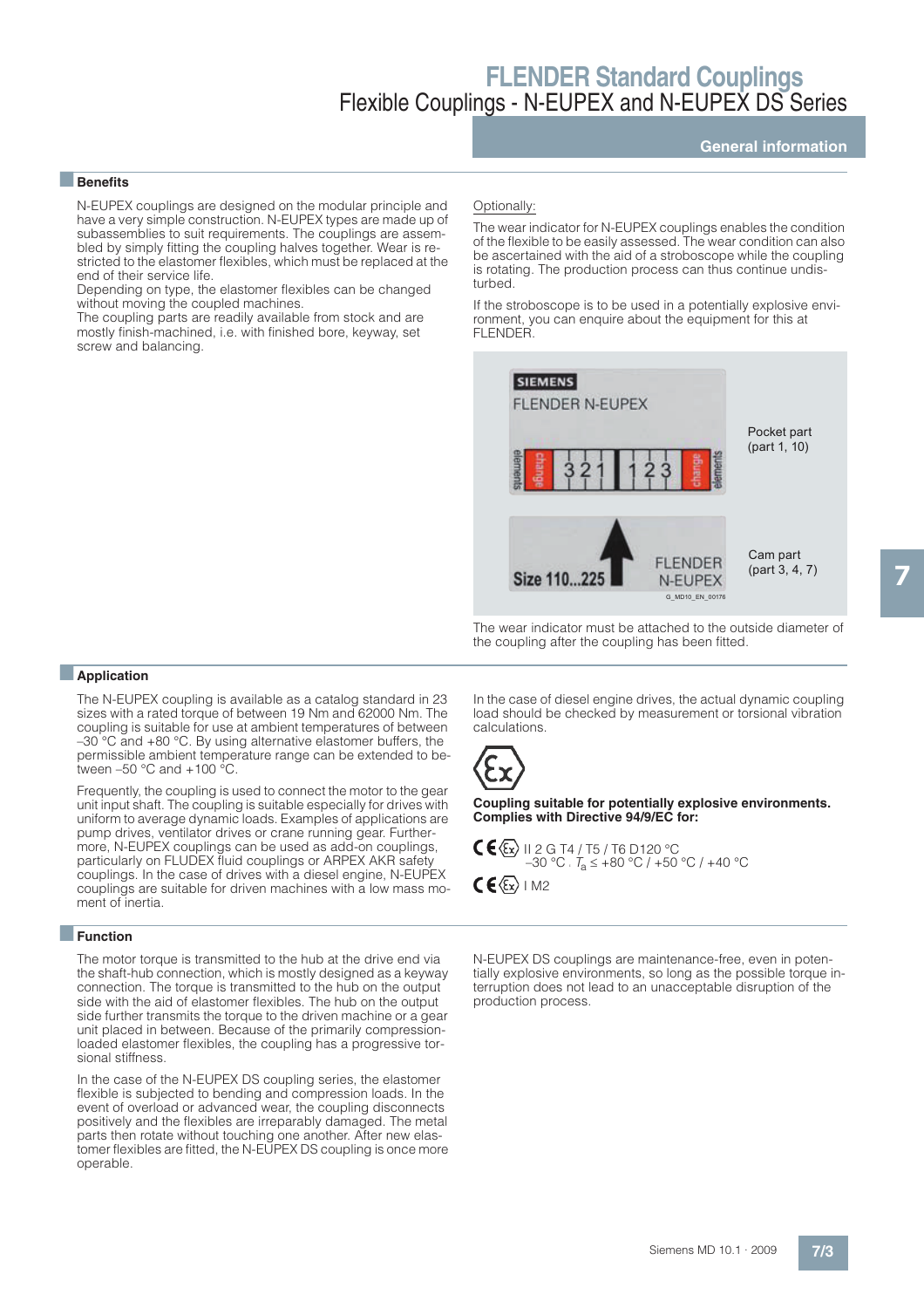## Benefits

N-EUPEX couplings are designed on the modular principle and have a very simple construction. N-EUPEX types are made up of subassemblies to suit requirements. The couplings are assembled by simply fitting the coupling halves together. Wear is restricted to the elastomer flexibles, which must be replaced at the end of their service life.
Depending on type, the elastomer flexibles can be changed without moving the coupled machines.
The coupling parts are readily available from stock and are mostly finish-machined, i.e. with finished bore, keyway, set screw and balancing.

Optionally:

The wear indicator for N-EUPEX couplings enables the condition of the flexible to be easily assessed. The wear condition can also be ascertained with the aid of a stroboscope while the coupling is rotating. The production process can thus continue undisturbed.

If the stroboscope is to be used in a potentially explosive environment, you can enquire about the equipment for this at FLENDER.

SIEMENS
FLENDER N-EUPEX
elements change 3 2 1 1 2 3 change elements

Pocket part (part 1, 10)

Size 110...225 FLENDER N-EUPEX

Cam part (part 3, 4, 7)

G_MD10_EN_00176

The wear indicator must be attached to the outside diameter of the coupling after the coupling has been fitted.

## Application

The N-EUPEX coupling is available as a catalog standard in 23 sizes with a rated torque of between 19 Nm and 62000 Nm. The coupling is suitable for use at ambient temperatures of between –30 °C and +80 °C. By using alternative elastomer buffers, the permissible ambient temperature range can be extended to between –50 °C and +100 °C.

Frequently, the coupling is used to connect the motor to the gear unit input shaft. The coupling is suitable especially for drives with uniform to average dynamic loads. Examples of applications are pump drives, ventilator drives or crane running gear. Furthermore, N-EUPEX couplings can be used as add-on couplings, particularly on FLUDEX fluid couplings or ARPEX AKR safety couplings. In the case of drives with a diesel engine, N-EUPEX couplings are suitable for driven machines with a low mass moment of inertia.

In the case of diesel engine drives, the actual dynamic coupling load should be checked by measurement or torsional vibration calculations.

**Coupling suitable for potentially explosive environments. Complies with Directive 94/9/EC for:**

CE Ex II 2 G T4 / T5 / T6 D120 °C
–30 °C . $T_a$ ≤ +80 °C / +50 °C / +40 °C

CE Ex I M2

## Function

The motor torque is transmitted to the hub at the drive end via the shaft-hub connection, which is mostly designed as a keyway connection. The torque is transmitted to the hub on the output side with the aid of elastomer flexibles. The hub on the output side further transmits the torque to the driven machine or a gear unit placed in between. Because of the primarily compression-loaded elastomer flexibles, the coupling has a progressive torsional stiffness.

In the case of the N-EUPEX DS coupling series, the elastomer flexible is subjected to bending and compression loads. In the event of overload or advanced wear, the coupling disconnects positively and the flexibles are irreparably damaged. The metal parts then rotate without touching one another. After new elastomer flexibles are fitted, the N-EUPEX DS coupling is once more operable.

N-EUPEX DS couplings are maintenance-free, even in potentially explosive environments, so long as the possible torque interruption does not lead to an unacceptable disruption of the production process.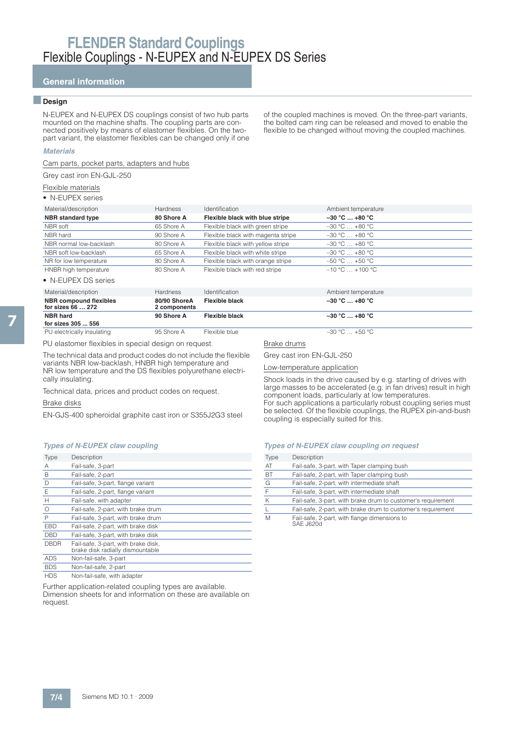# FLENDER Standard Couplings
## Flexible Couplings - N-EUPEX and N-EUPEX DS Series

## General information

### Design

N-EUPEX and N-EUPEX DS couplings consist of two hub parts mounted on the machine shafts. The coupling parts are connected positively by means of elastomer flexibles. On the two-part variant, the elastomer flexibles can be changed only if one of the coupled machines is moved. On the three-part variants, the bolted cam ring can be released and moved to enable the flexible to be changed without moving the coupled machines.

*Materials*

Cam parts, pocket parts, adapters and hubs

Grey cast iron EN-GJL-250

Flexible materials

- N-EUPEX series

| Material/description | Hardness | Identification | Ambient temperature |
|---|---|---|---|
| **NBR standard type** | **80 Shore A** | **Flexible black with blue stripe** | **–30 °C … +80 °C** |
| NBR soft | 65 Shore A | Flexible black with green stripe | –30 °C … +80 °C |
| NBR hard | 90 Shore A | Flexible black with magenta stripe | –30 °C … +80 °C |
| NBR normal low-backlash | 80 Shore A | Flexible black with yellow stripe | –30 °C … +80 °C |
| NBR soft low-backlash | 65 Shore A | Flexible black with white stripe | –30 °C … +80 °C |
| NR for low temperature | 80 Shore A | Flexible black with orange stripe | –50 °C … +50 °C |
| HNBR high temperature | 80 Shore A | Flexible black with red stripe | –10 °C … +100 °C |

- N-EUPEX DS series

| Material/description | Hardness | Identification | Ambient temperature |
|---|---|---|---|
| **NBR compound flexibles for sizes 66 … 272** | **80/90 ShoreA 2 components** | **Flexible black** | **–30 °C … +80 °C** |
| **NBR hard for sizes 305 … 556** | **90 Shore A** | **Flexible black** | **–30 °C … +80 °C** |
| PU electrically insulating | 95 Shore A | Flexible blue | –30 °C … +50 °C |

PU elastomer flexibles in special design on request.

The technical data and product codes do not include the flexible variants NBR low-backlash, HNBR high temperature and NR low temperature and the DS flexibles polyurethane electrically insulating.

Technical data, prices and product codes on request.

Brake disks

EN-GJS-400 spheroidal graphite cast iron or S355J2G3 steel

Brake drums

Grey cast iron EN-GJL-250

Low-temperature application

Shock loads in the drive caused by e.g. starting of drives with large masses to be accelerated (e.g. in fan drives) result in high component loads, particularly at low temperatures.
For such applications a particularly robust coupling series must be selected. Of the flexible couplings, the RUPEX pin-and-bush coupling is especially suited for this.

*Types of N-EUPEX claw coupling*

| Type | Description |
|---|---|
| A | Fail-safe, 3-part |
| B | Fail-safe, 2-part |
| D | Fail-safe, 3-part, flange variant |
| E | Fail-safe, 2-part, flange variant |
| H | Fail-safe, with adapter |
| O | Fail-safe, 2-part, with brake drum |
| P | Fail-safe, 3-part, with brake drum |
| EBD | Fail-safe, 2-part, with brake disk |
| DBD | Fail-safe, 3-part, with brake disk |
| DBDR | Fail-safe, 3-part, with brake disk, brake disk radially dismountable |
| ADS | Non-fail-safe, 3-part |
| BDS | Non-fail-safe, 2-part |
| HDS | Non-fail-safe, with adapter |

Further application-related coupling types are available. Dimension sheets for and information on these are available on request.

*Types of N-EUPEX claw coupling on request*

| Type | Description |
|---|---|
| AT | Fail-safe, 3-part, with Taper clamping bush |
| BT | Fail-safe, 2-part, with Taper clamping bush |
| G | Fail-safe, 2-part, with intermediate shaft |
| F | Fail-safe, 3-part, with intermediate shaft |
| K | Fail-safe, 3-part, with brake drum to customer's requirement |
| L | Fail-safe, 2-part, with brake drum to customer's requirement |
| M | Fail-safe, 2-part, with flange dimensions to SAE J620d |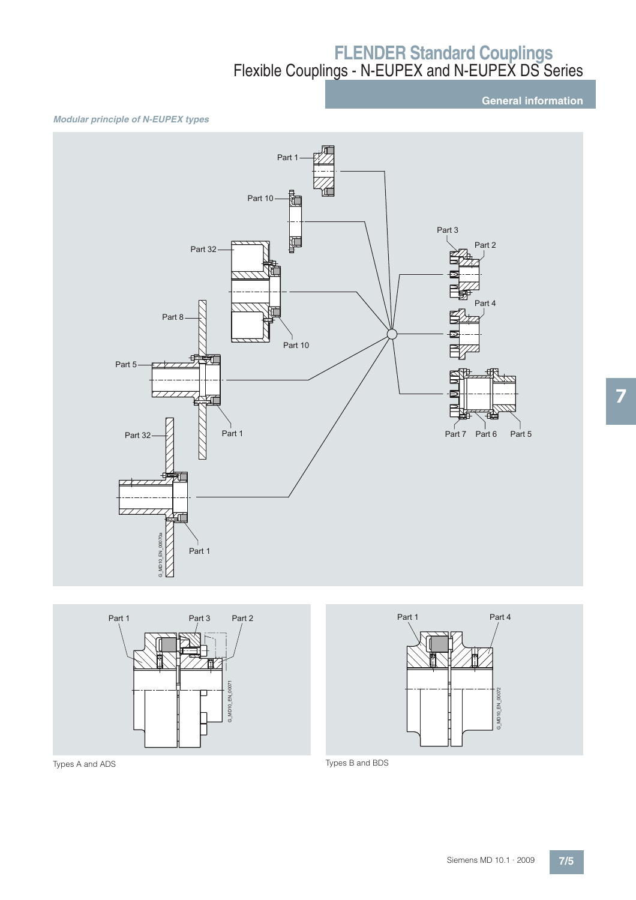## General information

*Modular principle of N-EUPEX types*

Part 1

Part 10

Part 32

Part 10

Part 8

Part 5

Part 1

Part 32

Part 1

Part 3

Part 2

Part 4

Part 7 Part 6 Part 5

Part 1 Part 3 Part 2

Types A and ADS

Part 1 Part 4

Types B and BDS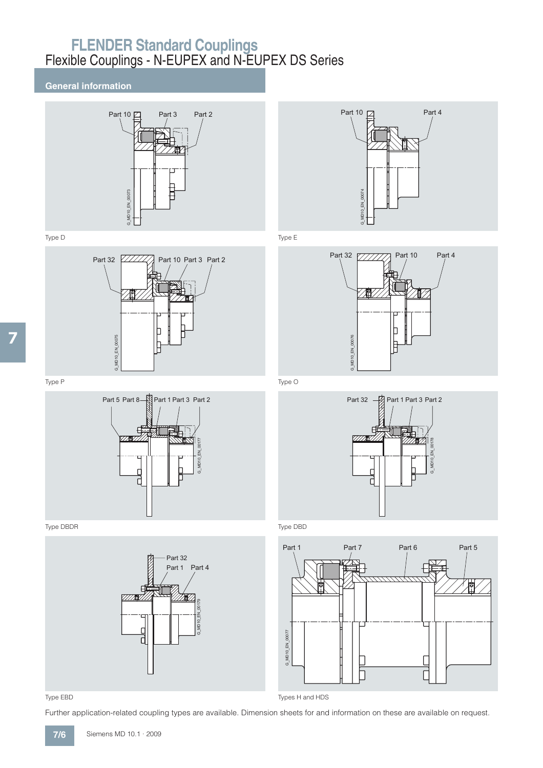# FLENDER Standard Couplings

## Flexible Couplings - N-EUPEX and N-EUPEX DS Series

### General information

Part 10 Part 3 Part 2

Type D

Part 10 Part 4

Type E

Part 32 Part 10 Part 3 Part 2

Type P

Part 32 Part 10 Part 4

Type O

Part 5 Part 8 Part 1 Part 3 Part 2

Type DBDR

Part 32 Part 1 Part 3 Part 2

Type DBD

Part 32 Part 1 Part 4

Type EBD

Part 1 Part 7 Part 6 Part 5

Types H and HDS

Further application-related coupling types are available. Dimension sheets for and information on these are available on request.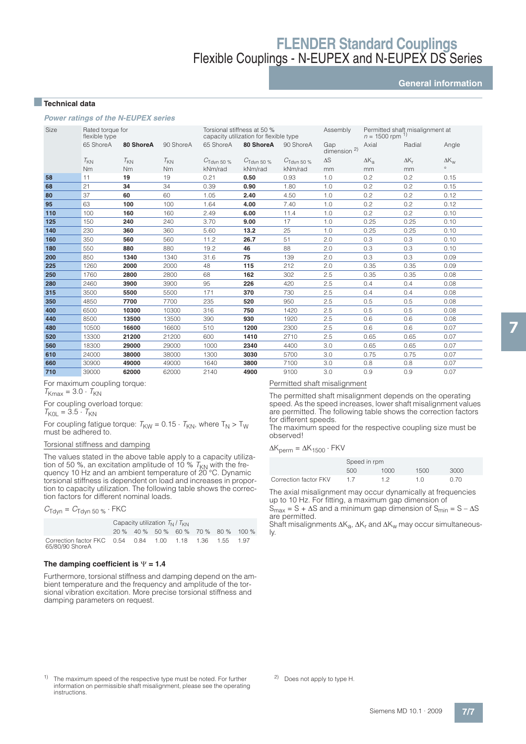## Technical data

*Power ratings of the N-EUPEX series*

| Size | Rated torque for flexible type | | | Torsional stiffness at 50 % capacity utilization for flexible type | | | Assembly | Permitted shaft misalignment at $n$ = 1500 rpm [1] | | |
|---|---|---|---|---|---|---|---|---|---|---|
| | 65 ShoreA | **80 ShoreA** | 90 ShoreA | 65 ShoreA | **80 ShoreA** | 90 ShoreA | Gap dimension [2] | Axial | Radial | Angle |
| | $T_{KN}$ | $T_{KN}$ | $T_{KN}$ | $C_{Tdyn\ 50\ \%}$ | $C_{Tdyn\ 50\ \%}$ | $C_{Tdyn\ 50\ \%}$ | $\Delta S$ | $\Delta K_a$ | $\Delta K_r$ | $\Delta K_w$ |
| | Nm | Nm | Nm | kNm/rad | kNm/rad | kNm/rad | mm | mm | mm | ° |
| **58** | 11 | **19** | 19 | 0.21 | **0.50** | 0.93 | 1.0 | 0.2 | 0.2 | 0.15 |
| **68** | 21 | **34** | 34 | 0.39 | **0.90** | 1.80 | 1.0 | 0.2 | 0.2 | 0.15 |
| **80** | 37 | **60** | 60 | 1.05 | **2.40** | 4.50 | 1.0 | 0.2 | 0.2 | 0.12 |
| **95** | 63 | **100** | 100 | 1.64 | **4.00** | 7.40 | 1.0 | 0.2 | 0.2 | 0.12 |
| **110** | 100 | **160** | 160 | 2.49 | **6.00** | 11.4 | 1.0 | 0.2 | 0.2 | 0.10 |
| **125** | 150 | **240** | 240 | 3.70 | **9.00** | 17 | 1.0 | 0.25 | 0.25 | 0.10 |
| **140** | 230 | **360** | 360 | 5.60 | **13.2** | 25 | 1.0 | 0.25 | 0.25 | 0.10 |
| **160** | 350 | **560** | 560 | 11.2 | **26.7** | 51 | 2.0 | 0.3 | 0.3 | 0.10 |
| **180** | 550 | **880** | 880 | 19.2 | **46** | 88 | 2.0 | 0.3 | 0.3 | 0.10 |
| **200** | 850 | **1340** | 1340 | 31.6 | **75** | 139 | 2.0 | 0.3 | 0.3 | 0.09 |
| **225** | 1260 | **2000** | 2000 | 48 | **115** | 212 | 2.0 | 0.35 | 0.35 | 0.09 |
| **250** | 1760 | **2800** | 2800 | 68 | **162** | 302 | 2.5 | 0.35 | 0.35 | 0.08 |
| **280** | 2460 | **3900** | 3900 | 95 | **226** | 420 | 2.5 | 0.4 | 0.4 | 0.08 |
| **315** | 3500 | **5500** | 5500 | 171 | **370** | 730 | 2.5 | 0.4 | 0.4 | 0.08 |
| **350** | 4850 | **7700** | 7700 | 235 | **520** | 950 | 2.5 | 0.5 | 0.5 | 0.08 |
| **400** | 6500 | **10300** | 10300 | 316 | **750** | 1420 | 2.5 | 0.5 | 0.5 | 0.08 |
| **440** | 8500 | **13500** | 13500 | 390 | **930** | 1920 | 2.5 | 0.6 | 0.6 | 0.08 |
| **480** | 10500 | **16600** | 16600 | 510 | **1200** | 2300 | 2.5 | 0.6 | 0.6 | 0.07 |
| **520** | 13300 | **21200** | 21200 | 600 | **1410** | 2710 | 2.5 | 0.65 | 0.65 | 0.07 |
| **560** | 18300 | **29000** | 29000 | 1000 | **2340** | 4400 | 3.0 | 0.65 | 0.65 | 0.07 |
| **610** | 24000 | **38000** | 38000 | 1300 | **3030** | 5700 | 3.0 | 0.75 | 0.75 | 0.07 |
| **660** | 30900 | **49000** | 49000 | 1640 | **3800** | 7100 | 3.0 | 0.8 | 0.8 | 0.07 |
| **710** | 39000 | **62000** | 62000 | 2140 | **4900** | 9100 | 3.0 | 0.9 | 0.9 | 0.07 |

For maximum coupling torque:
$T_{Kmax} = 3.0 \cdot T_{KN}$

For coupling overload torque:
$T_{K0L} = 3.5 \cdot T_{KN}$

For coupling fatigue torque: $T_{KW} = 0.15 \cdot T_{KN}$, where $T_N > T_W$ must be adhered to.

Torsional stiffness and damping

The values stated in the above table apply to a capacity utilization of 50 %, an excitation amplitude of 10 % $T_{KN}$ with the frequency 10 Hz and an ambient temperature of 20 °C. Dynamic torsional stiffness is dependent on load and increases in proportion to capacity utilization. The following table shows the correction factors for different nominal loads.

$C_{Tdyn} = C_{Tdyn\ 50\ \%} \cdot FKC$

| | Capacity utilization $T_N$ / $T_{KN}$ | | | | | | |
|---|---|---|---|---|---|---|---|
| | 20 % | 40 % | 50 % | 60 % | 70 % | 80 % | 100 % |
| Correction factor FKC 65/80/90 ShoreA | 0.54 | 0.84 | 1.00 | 1.18 | 1.36 | 1.55 | 1.97 |

### The damping coefficient is $\Psi = 1.4$

Furthermore, torsional stiffness and damping depend on the ambient temperature and the frequency and amplitude of the torsional vibration excitation. More precise torsional stiffness and damping parameters on request.

Permitted shaft misalignment

The permitted shaft misalignment depends on the operating speed. As the speed increases, lower shaft misalignment values are permitted. The following table shows the correction factors for different speeds.
The maximum speed for the respective coupling size must be observed!

$\Delta K_{perm} = \Delta K_{1500} \cdot FKV$

| | Speed in rpm | | | |
|---|---|---|---|---|
| | 500 | 1000 | 1500 | 3000 |
| Correction factor FKV | 1.7 | 1.2 | 1.0 | 0.70 |

The axial misalignment may occur dynamically at frequencies up to 10 Hz. For fitting, a maximum gap dimension of $S_{max} = S + \Delta S$ and a minimum gap dimension of $S_{min} = S - \Delta S$ are permitted.
Shaft misalignments $\Delta K_a$, $\Delta K_r$ and $\Delta K_w$ may occur simultaneously.

[1] The maximum speed of the respective type must be noted. For further information on permissible shaft misalignment, please see the operating instructions.

[2] Does not apply to type H.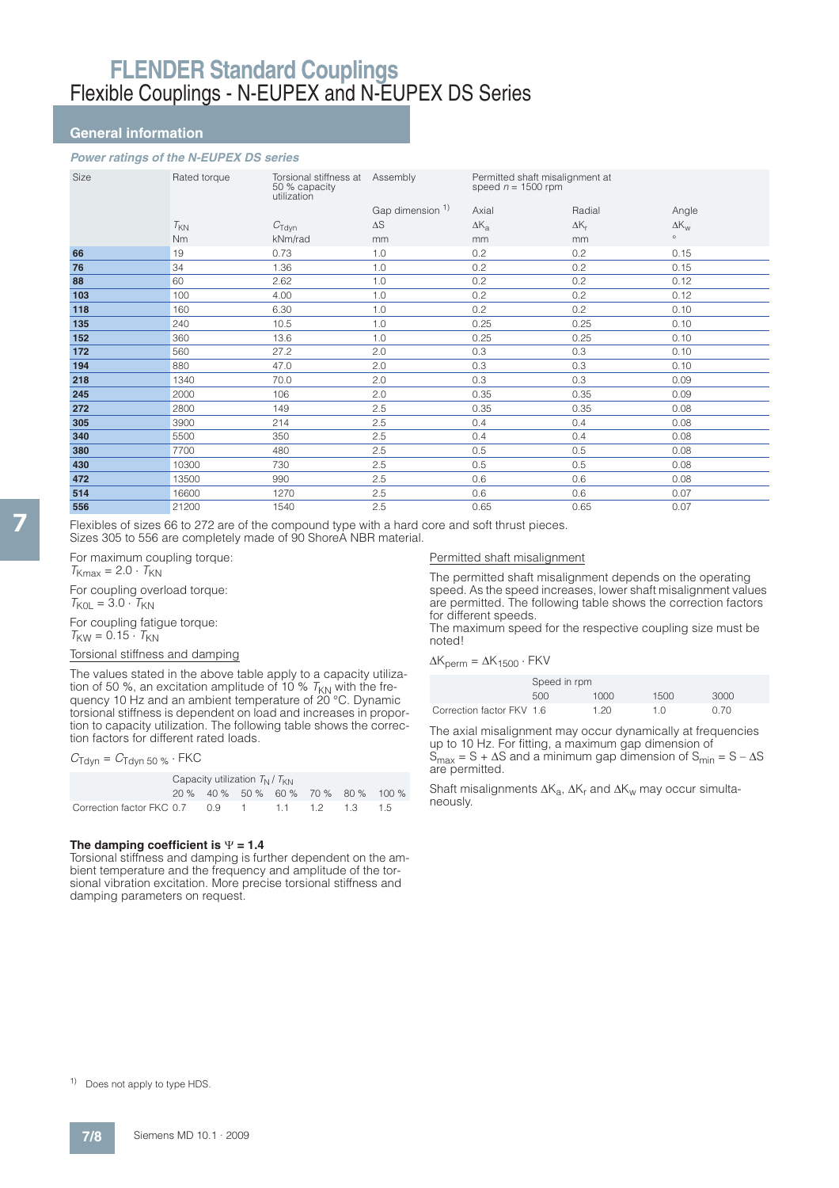# FLENDER Standard Couplings

## Flexible Couplings - N-EUPEX and N-EUPEX DS Series

### General information

*Power ratings of the N-EUPEX DS series*

| Size | Rated torque | Torsional stiffness at 50 % capacity utilization | Assembly | Permitted shaft misalignment at speed $n$ = 1500 rpm | | |
|---|---|---|---|---|---|---|
| | | | Gap dimension [1] | Axial | Radial | Angle |
| | $T_{KN}$ | $C_{Tdyn}$ | $\Delta S$ | $\Delta K_a$ | $\Delta K_r$ | $\Delta K_w$ |
| | Nm | kNm/rad | mm | mm | mm | ° |
| **66** | 19 | 0.73 | 1.0 | 0.2 | 0.2 | 0.15 |
| **76** | 34 | 1.36 | 1.0 | 0.2 | 0.2 | 0.15 |
| **88** | 60 | 2.62 | 1.0 | 0.2 | 0.2 | 0.12 |
| **103** | 100 | 4.00 | 1.0 | 0.2 | 0.2 | 0.12 |
| **118** | 160 | 6.30 | 1.0 | 0.2 | 0.2 | 0.10 |
| **135** | 240 | 10.5 | 1.0 | 0.25 | 0.25 | 0.10 |
| **152** | 360 | 13.6 | 1.0 | 0.25 | 0.25 | 0.10 |
| **172** | 560 | 27.2 | 2.0 | 0.3 | 0.3 | 0.10 |
| **194** | 880 | 47.0 | 2.0 | 0.3 | 0.3 | 0.10 |
| **218** | 1340 | 70.0 | 2.0 | 0.3 | 0.3 | 0.09 |
| **245** | 2000 | 106 | 2.0 | 0.35 | 0.35 | 0.09 |
| **272** | 2800 | 149 | 2.5 | 0.35 | 0.35 | 0.08 |
| **305** | 3900 | 214 | 2.5 | 0.4 | 0.4 | 0.08 |
| **340** | 5500 | 350 | 2.5 | 0.4 | 0.4 | 0.08 |
| **380** | 7700 | 480 | 2.5 | 0.5 | 0.5 | 0.08 |
| **430** | 10300 | 730 | 2.5 | 0.5 | 0.5 | 0.08 |
| **472** | 13500 | 990 | 2.5 | 0.6 | 0.6 | 0.08 |
| **514** | 16600 | 1270 | 2.5 | 0.6 | 0.6 | 0.07 |
| **556** | 21200 | 1540 | 2.5 | 0.65 | 0.65 | 0.07 |

Flexibles of sizes 66 to 272 are of the compound type with a hard core and soft thrust pieces.
Sizes 305 to 556 are completely made of 90 ShoreA NBR material.

For maximum coupling torque:
$T_{Kmax} = 2.0 \cdot T_{KN}$

For coupling overload torque:
$T_{KOL} = 3.0 \cdot T_{KN}$

For coupling fatigue torque:
$T_{KW} = 0.15 \cdot T_{KN}$

Torsional stiffness and damping

The values stated in the above table apply to a capacity utilization of 50 %, an excitation amplitude of 10 % $T_{KN}$ with the frequency 10 Hz and an ambient temperature of 20 °C. Dynamic torsional stiffness is dependent on load and increases in proportion to capacity utilization. The following table shows the correction factors for different rated loads.

$C_{Tdyn} = C_{Tdyn\,50\,\%} \cdot FKC$

| | Capacity utilization $T_N / T_{KN}$ | | | | | | |
|---|---|---|---|---|---|---|---|
| | 20 % | 40 % | 50 % | 60 % | 70 % | 80 % | 100 % |
| Correction factor FKC | 0.7 | 0.9 | 1 | 1.1 | 1.2 | 1.3 | 1.5 |

**The damping coefficient is $\Psi$ = 1.4**
Torsional stiffness and damping is further dependent on the ambient temperature and the frequency and amplitude of the torsional vibration excitation. More precise torsional stiffness and damping parameters on request.

Permitted shaft misalignment

The permitted shaft misalignment depends on the operating speed. As the speed increases, lower shaft misalignment values are permitted. The following table shows the correction factors for different speeds.
The maximum speed for the respective coupling size must be noted!

$\Delta K_{perm} = \Delta K_{1500} \cdot FKV$

| | Speed in rpm | | | |
|---|---|---|---|---|
| | 500 | 1000 | 1500 | 3000 |
| Correction factor FKV | 1.6 | 1.20 | 1.0 | 0.70 |

The axial misalignment may occur dynamically at frequencies up to 10 Hz. For fitting, a maximum gap dimension of $S_{max} = S + \Delta S$ and a minimum gap dimension of $S_{min} = S - \Delta S$ are permitted.

Shaft misalignments $\Delta K_a$, $\Delta K_r$ and $\Delta K_w$ may occur simultaneously.

[1] Does not apply to type HDS.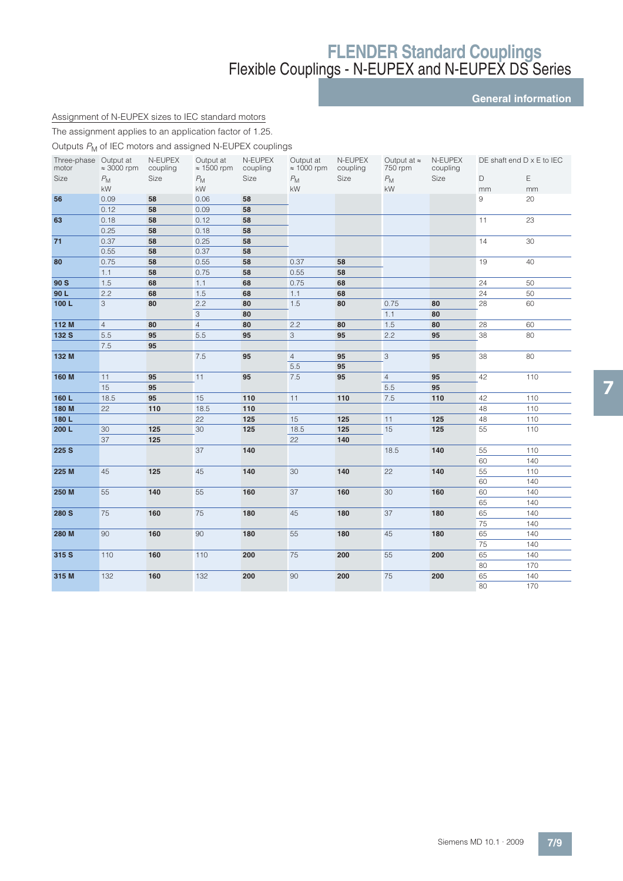# FLENDER Standard Couplings

## Flexible Couplings - N-EUPEX and N-EUPEX DS Series

### General information

Assignment of N-EUPEX sizes to IEC standard motors

The assignment applies to an application factor of 1.25.

Outputs $P_M$ of IEC motors and assigned N-EUPEX couplings

| Three-phase motor | Output at ≈ 3000 rpm | N-EUPEX coupling | Output at ≈ 1500 rpm | N-EUPEX coupling | Output at ≈ 1000 rpm | N-EUPEX coupling | Output at ≈ 750 rpm | N-EUPEX coupling | DE shaft end D x E to IEC | |
|---|---|---|---|---|---|---|---|---|---|---|
| Size | $P_M$ | Size | $P_M$ | Size | $P_M$ | Size | $P_M$ | Size | D | E |
| | kW | | kW | | kW | | kW | | mm | mm |
| **56** | 0.09 | **58** | 0.06 | **58** | | | | | 9 | 20 |
| | 0.12 | **58** | 0.09 | **58** | | | | | | |
| **63** | 0.18 | **58** | 0.12 | **58** | | | | | 11 | 23 |
| | 0.25 | **58** | 0.18 | **58** | | | | | | |
| **71** | 0.37 | **58** | 0.25 | **58** | | | | | 14 | 30 |
| | 0.55 | **58** | 0.37 | **58** | | | | | | |
| **80** | 0.75 | **58** | 0.55 | **58** | 0.37 | **58** | | | 19 | 40 |
| | 1.1 | **58** | 0.75 | **58** | 0.55 | **58** | | | | |
| **90 S** | 1.5 | **68** | 1.1 | **68** | 0.75 | **68** | | | 24 | 50 |
| **90 L** | 2.2 | **68** | 1.5 | **68** | 1.1 | **68** | | | 24 | 50 |
| **100 L** | 3 | **80** | 2.2 | **80** | 1.5 | **80** | 0.75 | **80** | 28 | 60 |
| | | | 3 | **80** | | | 1.1 | **80** | | |
| **112 M** | 4 | **80** | 4 | **80** | 2.2 | **80** | 1.5 | **80** | 28 | 60 |
| **132 S** | 5.5 | **95** | 5.5 | **95** | 3 | **95** | 2.2 | **95** | 38 | 80 |
| | 7.5 | **95** | | | | | | | | |
| **132 M** | | | 7.5 | **95** | 4 | **95** | 3 | **95** | 38 | 80 |
| | | | | | 5.5 | **95** | | | | |
| **160 M** | 11 | **95** | 11 | **95** | 7.5 | **95** | 4 | **95** | 42 | 110 |
| | 15 | **95** | | | | | 5.5 | **95** | | |
| **160 L** | 18.5 | **95** | 15 | **110** | 11 | **110** | 7.5 | **110** | 42 | 110 |
| **180 M** | 22 | **110** | 18.5 | **110** | | | | | 48 | 110 |
| **180 L** | | | 22 | **125** | 15 | **125** | 11 | **125** | 48 | 110 |
| **200 L** | 30 | **125** | 30 | **125** | 18.5 | **125** | 15 | **125** | 55 | 110 |
| | 37 | **125** | | | 22 | **140** | | | | |
| **225 S** | | | 37 | **140** | | | 18.5 | **140** | 55 | 110 |
| | | | | | | | | | 60 | 140 |
| **225 M** | 45 | **125** | 45 | **140** | 30 | **140** | 22 | **140** | 55 | 110 |
| | | | | | | | | | 60 | 140 |
| **250 M** | 55 | **140** | 55 | **160** | 37 | **160** | 30 | **160** | 60 | 140 |
| | | | | | | | | | 65 | 140 |
| **280 S** | 75 | **160** | 75 | **180** | 45 | **180** | 37 | **180** | 65 | 140 |
| | | | | | | | | | 75 | 140 |
| **280 M** | 90 | **160** | 90 | **180** | 55 | **180** | 45 | **180** | 65 | 140 |
| | | | | | | | | | 75 | 140 |
| **315 S** | 110 | **160** | 110 | **200** | 75 | **200** | 55 | **200** | 65 | 140 |
| | | | | | | | | | 80 | 170 |
| **315 M** | 132 | **160** | 132 | **200** | 90 | **200** | 75 | **200** | 65 | 140 |
| | | | | | | | | | 80 | 170 |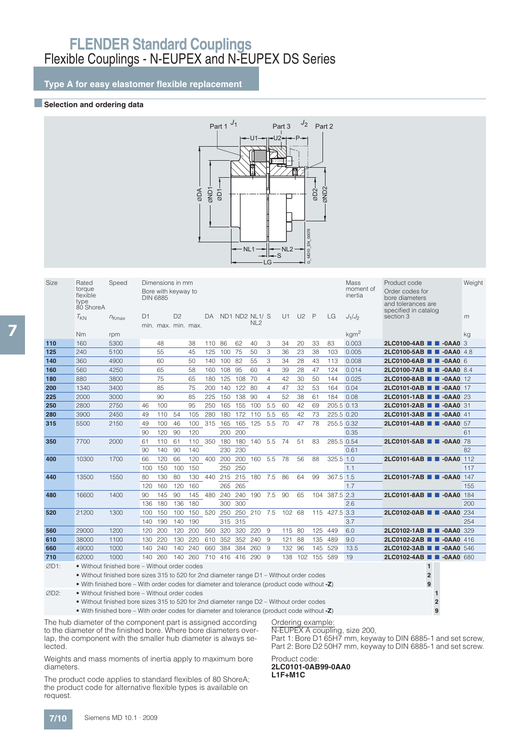# FLENDER Standard Couplings

Flexible Couplings - N-EUPEX and N-EUPEX DS Series

## Type A for easy elastomer flexible replacement

### Selection and ordering data

| Size | Rated torque flexible type 80 ShoreA $T_{KN}$ | Speed $n_{Kmax}$ | Dimensions in mm Bore with keyway to DIN 6885 D1 min. | D1 max. | D2 min. | D2 max. | DA | ND1 | ND2 | NL1/ NL2 | S | U1 | U2 | P | LG | Mass moment of inertia $J_1/J_2$ | Product code Order codes for bore diameters and tolerances are specified in catalog section 3 | Weight $m$ |
|---|---|---|---|---|---|---|---|---|---|---|---|---|---|---|---|---|---|---|
| | Nm | rpm | | | | | | | | | | | | | | kgm² | | kg |
| **110** | 160 | 5300 | | 48 | | 38 | 110 | 86 | 62 | 40 | 3 | 34 | 20 | 33 | 83 | 0.003 | **2LC0100-4AB ■ ■ -0AA0** | 3 |
| **125** | 240 | 5100 | | 55 | | 45 | 125 | 100 | 75 | 50 | 3 | 36 | 23 | 38 | 103 | 0.005 | **2LC0100-5AB ■ ■ -0AA0** | 4.8 |
| **140** | 360 | 4900 | | 60 | | 50 | 140 | 100 | 82 | 55 | 3 | 34 | 28 | 43 | 113 | 0.008 | **2LC0100-6AB ■ ■ -0AA0** | 6 |
| **160** | 560 | 4250 | | 65 | | 58 | 160 | 108 | 95 | 60 | 4 | 39 | 28 | 47 | 124 | 0.014 | **2LC0100-7AB ■ ■ -0AA0** | 8.4 |
| **180** | 880 | 3800 | | 75 | | 65 | 180 | 125 | 108 | 70 | 4 | 42 | 30 | 50 | 144 | 0.025 | **2LC0100-8AB ■ ■ -0AA0** | 12 |
| **200** | 1340 | 3400 | | 85 | | 75 | 200 | 140 | 122 | 80 | 4 | 47 | 32 | 53 | 164 | 0.04 | **2LC0101-0AB ■ ■ -0AA0** | 17 |
| **225** | 2000 | 3000 | | 90 | | 85 | 225 | 150 | 138 | 90 | 4 | 52 | 38 | 61 | 184 | 0.08 | **2LC0101-1AB ■ ■ -0AA0** | 23 |
| **250** | 2800 | 2750 | 46 | 100 | | 95 | 250 | 165 | 155 | 100 | 5.5 | 60 | 42 | 69 | 205.5 | 0.13 | **2LC0101-2AB ■ ■ -0AA0** | 31 |
| **280** | 3900 | 2450 | 49 | 110 | 54 | 105 | 280 | 180 | 172 | 110 | 5.5 | 65 | 42 | 73 | 225.5 | 0.20 | **2LC0101-3AB ■ ■ -0AA0** | 41 |
| **315** | 5500 | 2150 | 49 | 100 | 46 | 100 | 315 | 165 | 165 | 125 | 5.5 | 70 | 47 | 78 | 255.5 | 0.32 | **2LC0101-4AB ■ ■ -0AA0** | 57 |
| | | | 90 | 120 | 90 | 120 | | 200 | 200 | | | | | | | 0.35 | | 61 |
| **350** | 7700 | 2000 | 61 | 110 | 61 | 110 | 350 | 180 | 180 | 140 | 5.5 | 74 | 51 | 83 | 285.5 | 0.54 | **2LC0101-5AB ■ ■ -0AA0** | 78 |
| | | | 90 | 140 | 90 | 140 | | 230 | 230 | | | | | | | 0.61 | | 82 |
| **400** | 10300 | 1700 | 66 | 120 | 66 | 120 | 400 | 200 | 200 | 160 | 5.5 | 78 | 56 | 88 | 325.5 | 1.0 | **2LC0101-6AB ■ ■ -0AA0** | 112 |
| | | | 100 | 150 | 100 | 150 | | 250 | 250 | | | | | | | 1.1 | | 117 |
| **440** | 13500 | 1550 | 80 | 130 | 80 | 130 | 440 | 215 | 215 | 180 | 7.5 | 86 | 64 | 99 | 367.5 | 1.5 | **2LC0101-7AB ■ ■ -0AA0** | 147 |
| | | | 120 | 160 | 120 | 160 | | 265 | 265 | | | | | | | 1.7 | | 155 |
| **480** | 16600 | 1400 | 90 | 145 | 90 | 145 | 480 | 240 | 240 | 190 | 7.5 | 90 | 65 | 104 | 387.5 | 2.3 | **2LC0101-8AB ■ ■ -0AA0** | 184 |
| | | | 136 | 180 | 136 | 180 | | 300 | 300 | | | | | | | 2.6 | | 200 |
| **520** | 21200 | 1300 | 100 | 150 | 100 | 150 | 520 | 250 | 250 | 210 | 7.5 | 102 | 68 | 115 | 427.5 | 3.3 | **2LC0102-0AB ■ ■ -0AA0** | 234 |
| | | | 140 | 190 | 140 | 190 | | 315 | 315 | | | | | | | 3.7 | | 254 |
| **560** | 29000 | 1200 | 120 | 200 | 120 | 200 | 560 | 320 | 320 | 220 | 9 | 115 | 80 | 125 | 449 | 6.0 | **2LC0102-1AB ■ ■ -0AA0** | 329 |
| **610** | 38000 | 1100 | 130 | 220 | 130 | 220 | 610 | 352 | 352 | 240 | 9 | 121 | 88 | 135 | 489 | 9.0 | **2LC0102-2AB ■ ■ -0AA0** | 416 |
| **660** | 49000 | 1000 | 140 | 240 | 140 | 240 | 660 | 384 | 384 | 260 | 9 | 132 | 96 | 145 | 529 | 13.5 | **2LC0102-3AB ■ ■ -0AA0** | 546 |
| **710** | 62000 | 1000 | 140 | 260 | 140 | 260 | 710 | 416 | 416 | 290 | 9 | 138 | 102 | 155 | 589 | 19 | **2LC0102-4AB ■ ■ -0AA0** | 680 |

∅D1:
- Without finished bore – Without order codes — **1**
- Without finished bore sizes 315 to 520 for 2nd diameter range D1 – Without order codes — **2**
- With finished bore – With order codes for diameter and tolerance (product code without **-Z**) — **9**

∅D2:
- Without finished bore – Without order codes — **1**
- Without finished bore sizes 315 to 520 for 2nd diameter range D2 – Without order codes — **2**
- With finished bore – With order codes for diameter and tolerance (product code without **-Z**) — **9**

The hub diameter of the component part is assigned according to the diameter of the finished bore. Where bore diameters overlap, the component with the smaller hub diameter is always selected.

Weights and mass moments of inertia apply to maximum bore diameters.

The product code applies to standard flexibles of 80 ShoreA; the product code for alternative flexible types is available on request.

Ordering example:
N-EUPEX A coupling, size 200,
Part 1: Bore D1 65H7 mm, keyway to DIN 6885-1 and set screw,
Part 2: Bore D2 50H7 mm, keyway to DIN 6885-1 and set screw.

Product code:
**2LC0101-0AB99-0AA0**
**L1F+M1C**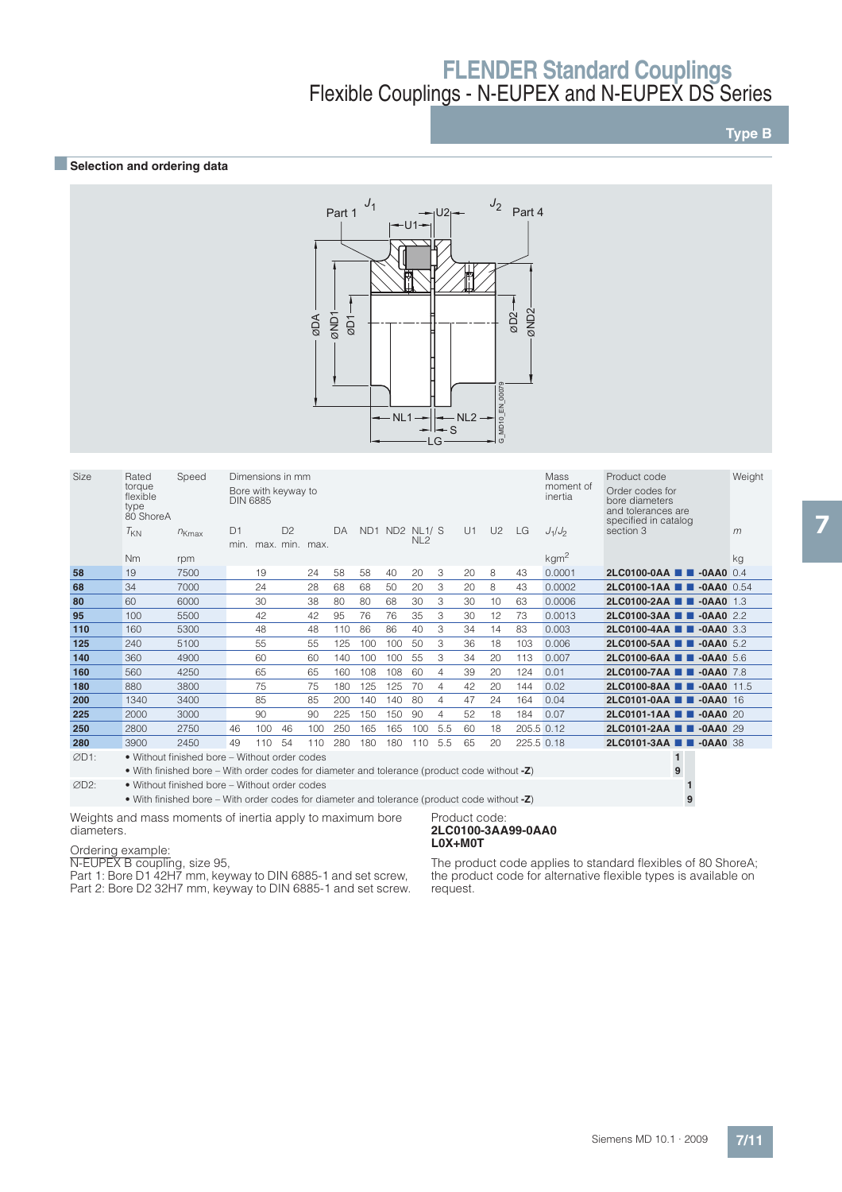## Type B

### Selection and ordering data

| Size | Rated torque flexible type 80 ShoreA | Speed | Dimensions in mm Bore with keyway to DIN 6885 | | | | | | | | | | | | | Mass moment of inertia | Product code Order codes for bore diameters and tolerances are specified in catalog section 3 | Weight |
|---|---|---|---|---|---|---|---|---|---|---|---|---|---|---|---|---|---|---|
| | $T_{KN}$ | $n_{Kmax}$ | D1 | | D2 | | DA | ND1 | ND2 | NL1/ NL2 | S | U1 | U2 | LG | | $J_1/J_2$ | | $m$ |
| | | | min. | max. | min. | max. | | | | | | | | | | | | |
| | Nm | rpm | | | | | | | | | | | | | | kgm² | | kg |
| **58** | 19 | 7500 | | 19 | | 24 | 58 | 58 | 40 | 20 | 3 | 20 | 8 | 43 | | 0.0001 | **2LC0100-0AA ■ ■ -0AA0** | 0.4 |
| **68** | 34 | 7000 | | 24 | | 28 | 68 | 68 | 50 | 20 | 3 | 20 | 8 | 43 | | 0.0002 | **2LC0100-1AA ■ ■ -0AA0** | 0.54 |
| **80** | 60 | 6000 | | 30 | | 38 | 80 | 80 | 68 | 30 | 3 | 30 | 10 | 63 | | 0.0006 | **2LC0100-2AA ■ ■ -0AA0** | 1.3 |
| **95** | 100 | 5500 | | 42 | | 42 | 95 | 76 | 76 | 35 | 3 | 30 | 12 | 73 | | 0.0013 | **2LC0100-3AA ■ ■ -0AA0** | 2.2 |
| **110** | 160 | 5300 | | 48 | | 48 | 110 | 86 | 86 | 40 | 3 | 34 | 14 | 83 | | 0.003 | **2LC0100-4AA ■ ■ -0AA0** | 3.3 |
| **125** | 240 | 5100 | | 55 | | 55 | 125 | 100 | 100 | 50 | 3 | 36 | 18 | 103 | | 0.006 | **2LC0100-5AA ■ ■ -0AA0** | 5.2 |
| **140** | 360 | 4900 | | 60 | | 60 | 140 | 100 | 100 | 55 | 3 | 34 | 20 | 113 | | 0.007 | **2LC0100-6AA ■ ■ -0AA0** | 5.6 |
| **160** | 560 | 4250 | | 65 | | 65 | 160 | 108 | 108 | 60 | 4 | 39 | 20 | 124 | | 0.01 | **2LC0100-7AA ■ ■ -0AA0** | 7.8 |
| **180** | 880 | 3800 | | 75 | | 75 | 180 | 125 | 125 | 70 | 4 | 42 | 20 | 144 | | 0.02 | **2LC0100-8AA ■ ■ -0AA0** | 11.5 |
| **200** | 1340 | 3400 | | 85 | | 85 | 200 | 140 | 140 | 80 | 4 | 47 | 24 | 164 | | 0.04 | **2LC0101-0AA ■ ■ -0AA0** | 16 |
| **225** | 2000 | 3000 | | 90 | | 90 | 225 | 150 | 150 | 90 | 4 | 52 | 18 | 184 | | 0.07 | **2LC0101-1AA ■ ■ -0AA0** | 20 |
| **250** | 2800 | 2750 | 46 | 100 | 46 | 100 | 250 | 165 | 165 | 100 | 5.5 | 60 | 18 | 205.5 | | 0.12 | **2LC0101-2AA ■ ■ -0AA0** | 29 |
| **280** | 3900 | 2450 | 49 | 110 | 54 | 110 | 280 | 180 | 180 | 110 | 5.5 | 65 | 20 | 225.5 | | 0.18 | **2LC0101-3AA ■ ■ -0AA0** | 38 |

∅D1:
- Without finished bore – Without order codes — **1**
- With finished bore – With order codes for diameter and tolerance (product code without **-Z**) — **9**

∅D2:
- Without finished bore – Without order codes — **1**
- With finished bore – With order codes for diameter and tolerance (product code without **-Z**) — **9**

Weights and mass moments of inertia apply to maximum bore diameters.

Ordering example:
N-EUPEX B coupling, size 95,
Part 1: Bore D1 42H7 mm, keyway to DIN 6885-1 and set screw,
Part 2: Bore D2 32H7 mm, keyway to DIN 6885-1 and set screw.

Product code:
**2LC0100-3AA99-0AA0**
**L0X+M0T**

The product code applies to standard flexibles of 80 ShoreA; the product code for alternative flexible types is available on request.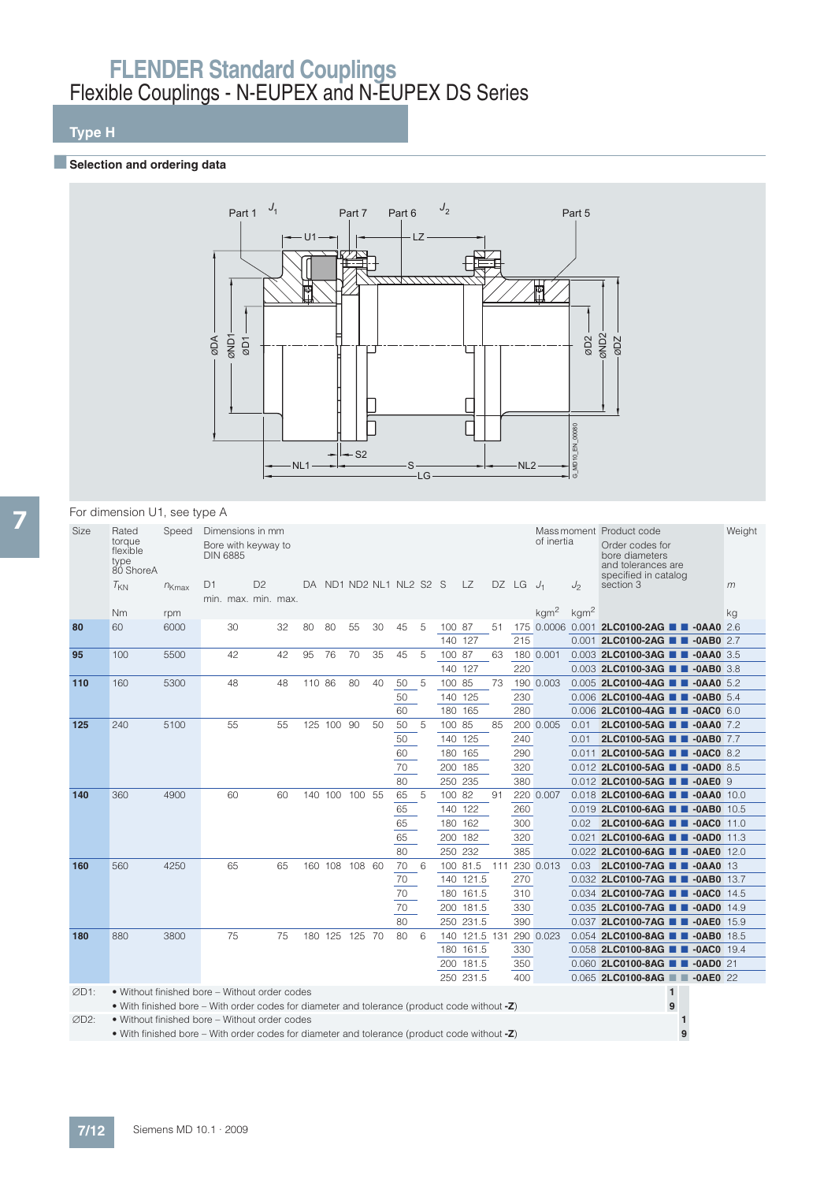# FLENDER Standard Couplings

## Flexible Couplings - N-EUPEX and N-EUPEX DS Series

### Type H

#### Selection and ordering data

For dimension U1, see type A

| Size | Rated torque flexible type 80 ShoreA $T_{KN}$ | Speed $n_{Kmax}$ | D1 min. | D1 max. | D2 min. | D2 max. | DA | ND1 | ND2 | NL1 | NL2 | S2 | S | LZ | DZ | LG | $J_1$ | $J_2$ | Product code | Weight m |
|---|---|---|---|---|---|---|---|---|---|---|---|---|---|---|---|---|---|---|---|---|
| | Nm | rpm | | | | | | | | | | | | | | | kgm² | kgm² | | kg |
| 80 | 60 | 6000 | | 30 | | 32 | 80 | 80 | 55 | 30 | 45 | 5 | 100 | 87 | 51 | 175 | 0.0006 | 0.001 | 2LC0100-2AG ■ ■ -0AA0 | 2.6 |
| | | | | | | | | | | | | | 140 | 127 | | 215 | | 0.001 | 2LC0100-2AG ■ ■ -0AB0 | 2.7 |
| 95 | 100 | 5500 | | 42 | | 42 | 95 | 76 | 70 | 35 | 45 | 5 | 100 | 87 | 63 | 180 | 0.001 | 0.003 | 2LC0100-3AG ■ ■ -0AA0 | 3.5 |
| | | | | | | | | | | | | | 140 | 127 | | 220 | | 0.003 | 2LC0100-3AG ■ ■ -0AB0 | 3.8 |
| 110 | 160 | 5300 | | 48 | | 48 | 110 | 86 | 80 | 40 | 50 | 5 | 100 | 85 | 73 | 190 | 0.003 | 0.005 | 2LC0100-4AG ■ ■ -0AA0 | 5.2 |
| | | | | | | | | | | | 50 | | 140 | 125 | | 230 | | 0.006 | 2LC0100-4AG ■ ■ -0AB0 | 5.4 |
| | | | | | | | | | | | 60 | | 180 | 165 | | 280 | | 0.006 | 2LC0100-4AG ■ ■ -0AC0 | 6.0 |
| 125 | 240 | 5100 | | 55 | | 55 | 125 | 100 | 90 | 50 | 50 | 5 | 100 | 85 | 85 | 200 | 0.005 | 0.01 | 2LC0100-5AG ■ ■ -0AA0 | 7.2 |
| | | | | | | | | | | | 50 | | 140 | 125 | | 240 | | 0.01 | 2LC0100-5AG ■ ■ -0AB0 | 7.7 |
| | | | | | | | | | | | 60 | | 180 | 165 | | 290 | | 0.011 | 2LC0100-5AG ■ ■ -0AC0 | 8.2 |
| | | | | | | | | | | | 70 | | 200 | 185 | | 320 | | 0.012 | 2LC0100-5AG ■ ■ -0AD0 | 8.5 |
| | | | | | | | | | | | 80 | | 250 | 235 | | 380 | | 0.012 | 2LC0100-5AG ■ ■ -0AE0 | 9 |
| 140 | 360 | 4900 | | 60 | | 60 | 140 | 100 | 100 | 55 | 65 | 5 | 100 | 82 | 91 | 220 | 0.007 | 0.018 | 2LC0100-6AG ■ ■ -0AA0 | 10.0 |
| | | | | | | | | | | | 65 | | 140 | 122 | | 260 | | 0.019 | 2LC0100-6AG ■ ■ -0AB0 | 10.5 |
| | | | | | | | | | | | 65 | | 180 | 162 | | 300 | | 0.02 | 2LC0100-6AG ■ ■ -0AC0 | 11.0 |
| | | | | | | | | | | | 65 | | 200 | 182 | | 320 | | 0.021 | 2LC0100-6AG ■ ■ -0AD0 | 11.3 |
| | | | | | | | | | | | 80 | | 250 | 232 | | 385 | | 0.022 | 2LC0100-6AG ■ ■ -0AE0 | 12.0 |
| 160 | 560 | 4250 | | 65 | | 65 | 160 | 108 | 108 | 60 | 70 | 6 | 100 | 81.5 | 111 | 230 | 0.013 | 0.03 | 2LC0100-7AG ■ ■ -0AA0 | 13 |
| | | | | | | | | | | | 70 | | 140 | 121.5 | | 270 | | 0.032 | 2LC0100-7AG ■ ■ -0AB0 | 13.7 |
| | | | | | | | | | | | 70 | | 180 | 161.5 | | 310 | | 0.034 | 2LC0100-7AG ■ ■ -0AC0 | 14.5 |
| | | | | | | | | | | | 70 | | 200 | 181.5 | | 330 | | 0.035 | 2LC0100-7AG ■ ■ -0AD0 | 14.9 |
| | | | | | | | | | | | 80 | | 250 | 231.5 | | 390 | | 0.037 | 2LC0100-7AG ■ ■ -0AE0 | 15.9 |
| 180 | 880 | 3800 | | 75 | | 75 | 180 | 125 | 125 | 70 | 80 | 6 | 140 | 121.5 | 131 | 290 | 0.023 | 0.054 | 2LC0100-8AG ■ ■ -0AB0 | 18.5 |
| | | | | | | | | | | | | | 180 | 161.5 | | 330 | | 0.058 | 2LC0100-8AG ■ ■ -0AC0 | 19.4 |
| | | | | | | | | | | | | | 200 | 181.5 | | 350 | | 0.060 | 2LC0100-8AG ■ ■ -0AD0 | 21 |
| | | | | | | | | | | | | | 250 | 231.5 | | 400 | | 0.065 | 2LC0100-8AG ■ ■ -0AE0 | 22 |

Dimensions in mm. Bore with keyway to DIN 6885. Mass moment of inertia $J_1$, $J_2$. Product code: Order codes for bore diameters and tolerances are specified in catalog section 3.

ØD1:
- Without finished bore – Without order codes — 1
- With finished bore – With order codes for diameter and tolerance (product code without **-Z**) — 9

ØD2:
- Without finished bore – Without order codes — 1
- With finished bore – With order codes for diameter and tolerance (product code without **-Z**) — 9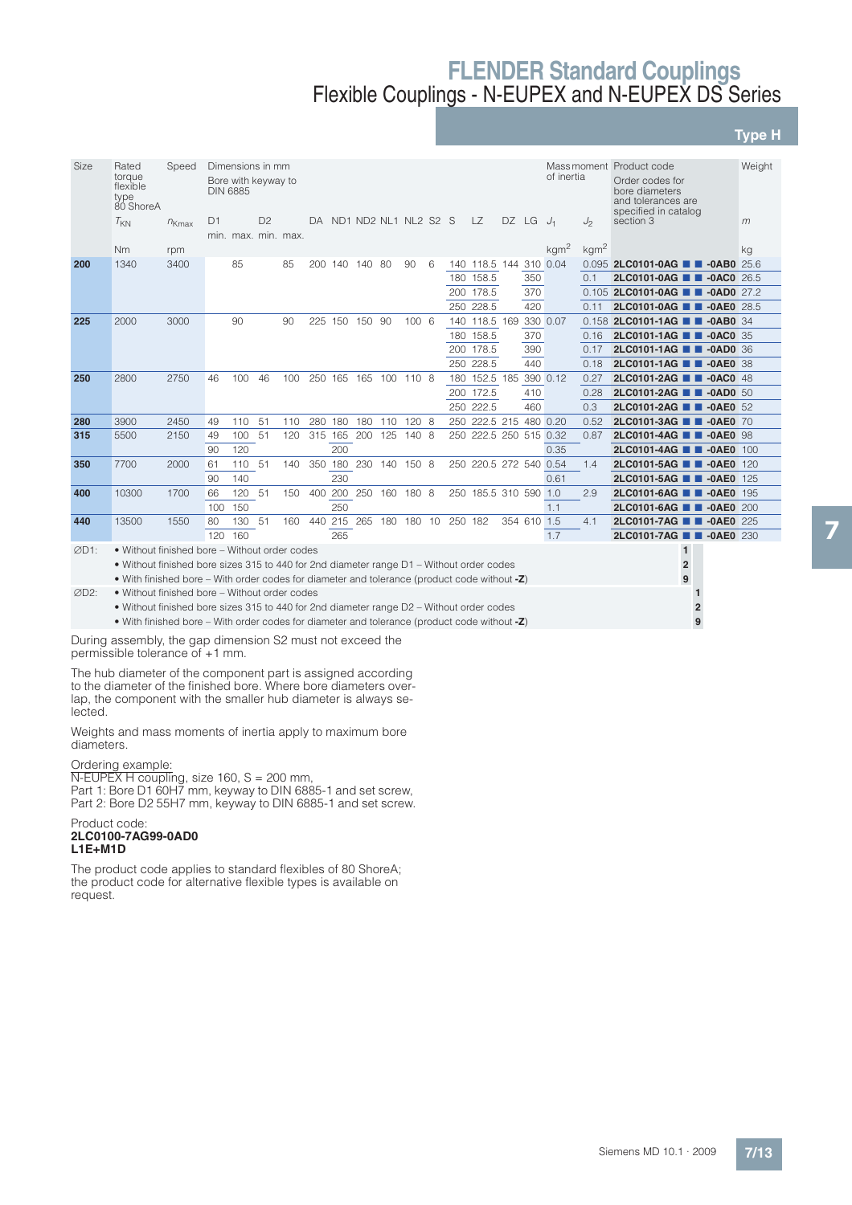# FLENDER Standard Couplings

## Flexible Couplings - N-EUPEX and N-EUPEX DS Series

### Type H

| Size | Rated torque flexible type 80 ShoreA | Speed | Dimensions in mm Bore with keyway to DIN 6885 | | | | | | | | | | | | | | | | Mass moment of inertia | | Product code Order codes for bore diameters and tolerances are specified in catalog section 3 | Weight |
|---|---|---|---|---|---|---|---|---|---|---|---|---|---|---|---|---|---|---|---|---|---|---|
| | $T_{KN}$ | $n_{Kmax}$ | D1 | | D2 | | DA | ND1 | ND2 | NL1 | NL2 | S2 | S | LZ | DZ | LG | | | $J_1$ | $J_2$ | | $m$ |
| | | | min. | max. | min. | max. | | | | | | | | | | | | | | | | |
| | Nm | rpm | | | | | | | | | | | | | | | | | kgm² | kgm² | | kg |
| **200** | 1340 | 3400 | | 85 | | 85 | 200 | 140 | 140 | 80 | 90 | 6 | 140 | 118.5 | 144 | 310 | | | 0.04 | 0.095 | **2LC0101-0AG ■ ■ -0AB0** | 25.6 |
| | | | | | | | | | | | | | 180 | 158.5 | | 350 | | | | 0.1 | **2LC0101-0AG ■ ■ -0AC0** | 26.5 |
| | | | | | | | | | | | | | 200 | 178.5 | | 370 | | | | 0.105 | **2LC0101-0AG ■ ■ -0AD0** | 27.2 |
| | | | | | | | | | | | | | 250 | 228.5 | | 420 | | | | 0.11 | **2LC0101-0AG ■ ■ -0AE0** | 28.5 |
| **225** | 2000 | 3000 | | 90 | | 90 | 225 | 150 | 150 | 90 | 100 | 6 | 140 | 118.5 | 169 | 330 | | | 0.07 | 0.158 | **2LC0101-1AG ■ ■ -0AB0** | 34 |
| | | | | | | | | | | | | | 180 | 158.5 | | 370 | | | | 0.16 | **2LC0101-1AG ■ ■ -0AC0** | 35 |
| | | | | | | | | | | | | | 200 | 178.5 | | 390 | | | | 0.17 | **2LC0101-1AG ■ ■ -0AD0** | 36 |
| | | | | | | | | | | | | | 250 | 228.5 | | 440 | | | | 0.18 | **2LC0101-1AG ■ ■ -0AE0** | 38 |
| **250** | 2800 | 2750 | 46 | 100 | 46 | 100 | 250 | 165 | 165 | 100 | 110 | 8 | 180 | 152.5 | 185 | 390 | | | 0.12 | 0.27 | **2LC0101-2AG ■ ■ -0AC0** | 48 |
| | | | | | | | | | | | | | 200 | 172.5 | | 410 | | | | 0.28 | **2LC0101-2AG ■ ■ -0AD0** | 50 |
| | | | | | | | | | | | | | 250 | 222.5 | | 460 | | | | 0.3 | **2LC0101-2AG ■ ■ -0AE0** | 52 |
| **280** | 3900 | 2450 | 49 | 110 | 51 | 110 | 280 | 180 | 180 | 110 | 120 | 8 | 250 | 222.5 | 215 | 480 | | | 0.20 | 0.52 | **2LC0101-3AG ■ ■ -0AE0** | 70 |
| **315** | 5500 | 2150 | 49 | 100 | 51 | 120 | 315 | 165 | 200 | 125 | 140 | 8 | 250 | 222.5 | 250 | 515 | | | 0.32 | 0.87 | **2LC0101-4AG ■ ■ -0AE0** | 98 |
| | | | 90 | 120 | | | | 200 | | | | | | | | | | | 0.35 | | **2LC0101-4AG ■ ■ -0AE0** | 100 |
| **350** | 7700 | 2000 | 61 | 110 | 51 | 140 | 350 | 180 | 230 | 140 | 150 | 8 | 250 | 220.5 | 272 | 540 | | | 0.54 | 1.4 | **2LC0101-5AG ■ ■ -0AE0** | 120 |
| | | | 90 | 140 | | | | 230 | | | | | | | | | | | 0.61 | | **2LC0101-5AG ■ ■ -0AE0** | 125 |
| **400** | 10300 | 1700 | 66 | 120 | 51 | 150 | 400 | 200 | 250 | 160 | 180 | 8 | 250 | 185.5 | 310 | 590 | | | 1.0 | 2.9 | **2LC0101-6AG ■ ■ -0AE0** | 195 |
| | | | 100 | 150 | | | | 250 | | | | | | | | | | | 1.1 | | **2LC0101-6AG ■ ■ -0AE0** | 200 |
| **440** | 13500 | 1550 | 80 | 130 | 51 | 160 | 440 | 215 | 265 | 180 | 180 | 10 | 250 | 182 | 354 | 610 | | | 1.5 | 4.1 | **2LC0101-7AG ■ ■ -0AE0** | 225 |
| | | | 120 | 160 | | | | 265 | | | | | | | | | | | 1.7 | | **2LC0101-7AG ■ ■ -0AE0** | 230 |

∅D1:
- Without finished bore – Without order codes — **1**
- Without finished bore sizes 315 to 440 for 2nd diameter range D1 – Without order codes — **2**
- With finished bore – With order codes for diameter and tolerance (product code without **-Z**) — **9**

∅D2:
- Without finished bore – Without order codes — **1**
- Without finished bore sizes 315 to 440 for 2nd diameter range D2 – Without order codes — **2**
- With finished bore – With order codes for diameter and tolerance (product code without **-Z**) — **9**

During assembly, the gap dimension S2 must not exceed the permissible tolerance of +1 mm.

The hub diameter of the component part is assigned according to the diameter of the finished bore. Where bore diameters overlap, the component with the smaller hub diameter is always selected.

Weights and mass moments of inertia apply to maximum bore diameters.

Ordering example:
N-EUPEX H coupling, size 160, S = 200 mm,
Part 1: Bore D1 60H7 mm, keyway to DIN 6885-1 and set screw,
Part 2: Bore D2 55H7 mm, keyway to DIN 6885-1 and set screw.

Product code:
**2LC0100-7AG99-0AD0**
**L1E+M1D**

The product code applies to standard flexibles of 80 ShoreA; the product code for alternative flexible types is available on request.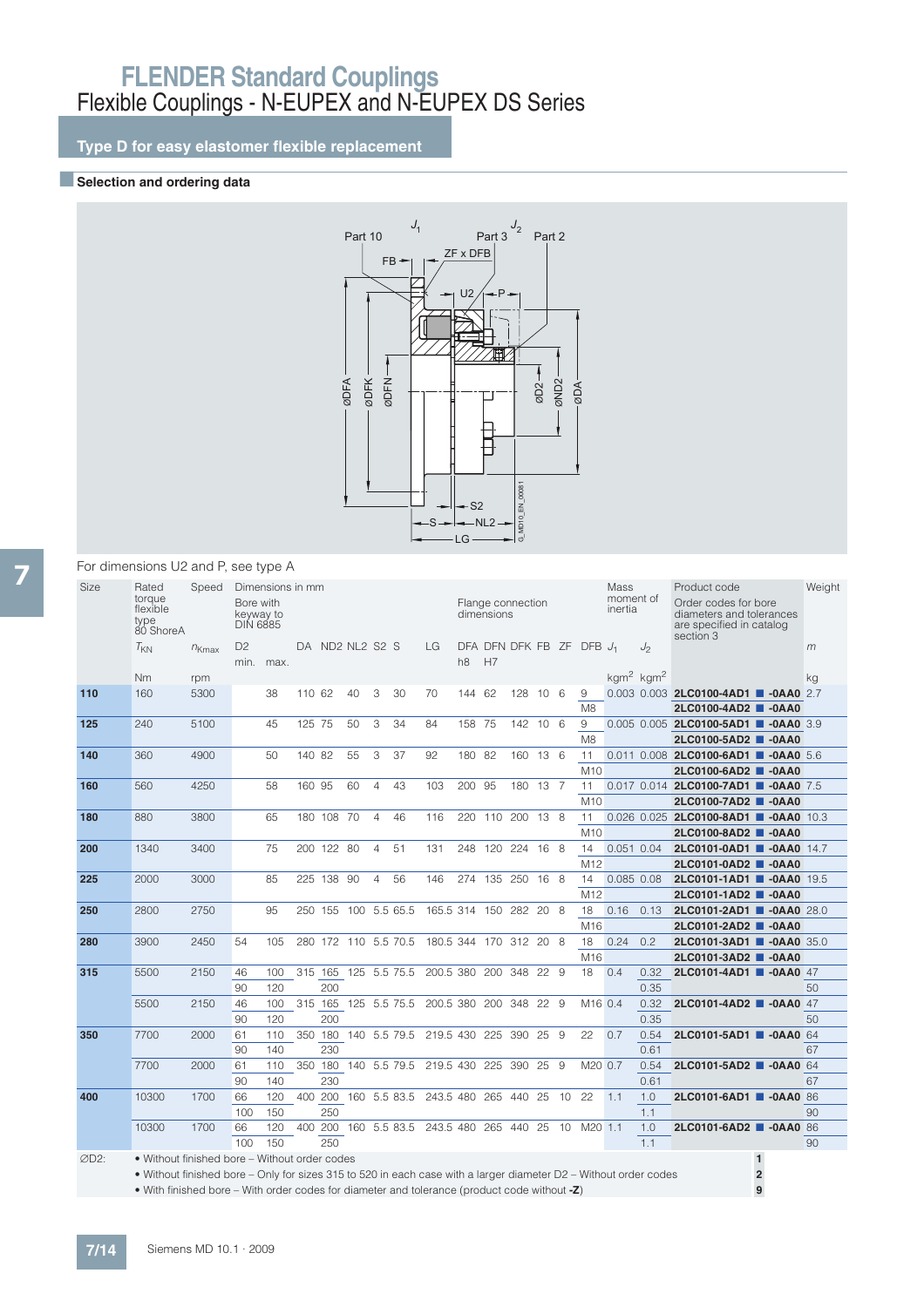# FLENDER Standard Couplings

## Flexible Couplings - N-EUPEX and N-EUPEX DS Series

### Type D for easy elastomer flexible replacement

#### Selection and ordering data

Part 10 $J_1$ Part 3 $J_2$ Part 2

FB ZF x DFB U2 P

ØDFA ØDFK ØDFN ØD2 ØND2 ØDA

S2 S NL2 LG

G_MD10_EN_00081

For dimensions U2 and P, see type A

| Size | Rated torque flexible type 80 ShoreA | Speed | Dimensions in mm | | | | | | | | | | | | | | | | Mass moment of inertia | | Product code | Weight |
|---|---|---|---|---|---|---|---|---|---|---|---|---|---|---|---|---|---|---|---|---|---|---|
| | | | Bore with keyway to DIN 6885 | | | | | | | | Flange connection dimensions | | | | | | | | | | Order codes for bore diameters and tolerances are specified in catalog section 3 | |
| | $T_{KN}$ | $n_{Kmax}$ | D2 | | DA | ND2 | NL2 | S2 | S | LG | DFA | DFN | DFK | FB | ZF | DFB | $J_1$ | $J_2$ | | $m$ |
| | | | min. | max. | | | | | | | h8 | H7 | | | | | | | | |
| | Nm | rpm | | | | | | | | | | | | | | | kgm² | kgm² | | kg |
| **110** | 160 | 5300 | | 38 | 110 | 62 | 40 | 3 | 30 | 70 | 144 | 62 | 128 | 10 | 6 | 9 | 0.003 | 0.003 | **2LC0100-4AD1 ■ -0AA0** | 2.7 |
| | | | | | | | | | | | | | | | | M8 | | | **2LC0100-4AD2 ■ -0AA0** | |
| **125** | 240 | 5100 | | 45 | 125 | 75 | 50 | 3 | 34 | 84 | 158 | 75 | 142 | 10 | 6 | 9 | 0.005 | 0.005 | **2LC0100-5AD1 ■ -0AA0** | 3.9 |
| | | | | | | | | | | | | | | | | M8 | | | **2LC0100-5AD2 ■ -0AA0** | |
| **140** | 360 | 4900 | | 50 | 140 | 82 | 55 | 3 | 37 | 92 | 180 | 82 | 160 | 13 | 6 | 11 | 0.011 | 0.008 | **2LC0100-6AD1 ■ -0AA0** | 5.6 |
| | | | | | | | | | | | | | | | | M10 | | | **2LC0100-6AD2 ■ -0AA0** | |
| **160** | 560 | 4250 | | 58 | 160 | 95 | 60 | 4 | 43 | 103 | 200 | 95 | 180 | 13 | 7 | 11 | 0.017 | 0.014 | **2LC0100-7AD1 ■ -0AA0** | 7.5 |
| | | | | | | | | | | | | | | | | M10 | | | **2LC0100-7AD2 ■ -0AA0** | |
| **180** | 880 | 3800 | | 65 | 180 | 108 | 70 | 4 | 46 | 116 | 220 | 110 | 200 | 13 | 8 | 11 | 0.026 | 0.025 | **2LC0100-8AD1 ■ -0AA0** | 10.3 |
| | | | | | | | | | | | | | | | | M10 | | | **2LC0100-8AD2 ■ -0AA0** | |
| **200** | 1340 | 3400 | | 75 | 200 | 122 | 80 | 4 | 51 | 131 | 248 | 120 | 224 | 16 | 8 | 14 | 0.051 | 0.04 | **2LC0101-0AD1 ■ -0AA0** | 14.7 |
| | | | | | | | | | | | | | | | | M12 | | | **2LC0101-0AD2 ■ -0AA0** | |
| **225** | 2000 | 3000 | | 85 | 225 | 138 | 90 | 4 | 56 | 146 | 274 | 135 | 250 | 16 | 8 | 14 | 0.085 | 0.08 | **2LC0101-1AD1 ■ -0AA0** | 19.5 |
| | | | | | | | | | | | | | | | | M12 | | | **2LC0101-1AD2 ■ -0AA0** | |
| **250** | 2800 | 2750 | | 95 | 250 | 155 | 100 | 5.5 | 65.5 | 165.5 | 314 | 150 | 282 | 20 | 8 | 18 | 0.16 | 0.13 | **2LC0101-2AD1 ■ -0AA0** | 28.0 |
| | | | | | | | | | | | | | | | | M16 | | | **2LC0101-2AD2 ■ -0AA0** | |
| **280** | 3900 | 2450 | 54 | 105 | 280 | 172 | 110 | 5.5 | 70.5 | 180.5 | 344 | 170 | 312 | 20 | 8 | 18 | 0.24 | 0.2 | **2LC0101-3AD1 ■ -0AA0** | 35.0 |
| | | | | | | | | | | | | | | | | M16 | | | **2LC0101-3AD2 ■ -0AA0** | |
| **315** | 5500 | 2150 | 46 | 100 | 315 | 165 | 125 | 5.5 | 75.5 | 200.5 | 380 | 200 | 348 | 22 | 9 | 18 | 0.4 | 0.32 | **2LC0101-4AD1 ■ -0AA0** | 47 |
| | | | 90 | 120 | | 200 | | | | | | | | | | | | 0.35 | | 50 |
| | 5500 | 2150 | 46 | 100 | 315 | 165 | 125 | 5.5 | 75.5 | 200.5 | 380 | 200 | 348 | 22 | 9 | M16 | 0.4 | 0.32 | **2LC0101-4AD2 ■ -0AA0** | 47 |
| | | | 90 | 120 | | 200 | | | | | | | | | | | | 0.35 | | 50 |
| **350** | 7700 | 2000 | 61 | 110 | 350 | 180 | 140 | 5.5 | 79.5 | 219.5 | 430 | 225 | 390 | 25 | 9 | 22 | 0.7 | 0.54 | **2LC0101-5AD1 ■ -0AA0** | 64 |
| | | | 90 | 140 | | 230 | | | | | | | | | | | | 0.61 | | 67 |
| | 7700 | 2000 | 61 | 110 | 350 | 180 | 140 | 5.5 | 79.5 | 219.5 | 430 | 225 | 390 | 25 | 9 | M20 | 0.7 | 0.54 | **2LC0101-5AD2 ■ -0AA0** | 64 |
| | | | 90 | 140 | | 230 | | | | | | | | | | | | 0.61 | | 67 |
| **400** | 10300 | 1700 | 66 | 120 | 400 | 200 | 160 | 5.5 | 83.5 | 243.5 | 480 | 265 | 440 | 25 | 10 | 22 | 1.1 | 1.0 | **2LC0101-6AD1 ■ -0AA0** | 86 |
| | | | 100 | 150 | | 250 | | | | | | | | | | | | 1.1 | | 90 |
| | 10300 | 1700 | 66 | 120 | 400 | 200 | 160 | 5.5 | 83.5 | 243.5 | 480 | 265 | 440 | 25 | 10 | M20 | 1.1 | 1.0 | **2LC0101-6AD2 ■ -0AA0** | 86 |
| | | | 100 | 150 | | 250 | | | | | | | | | | | | 1.1 | | 90 |

ØD2:

- Without finished bore – Without order codes — **1**
- Without finished bore – Only for sizes 315 to 520 in each case with a larger diameter D2 – Without order codes — **2**
- With finished bore – With order codes for diameter and tolerance (product code without **-Z**) — **9**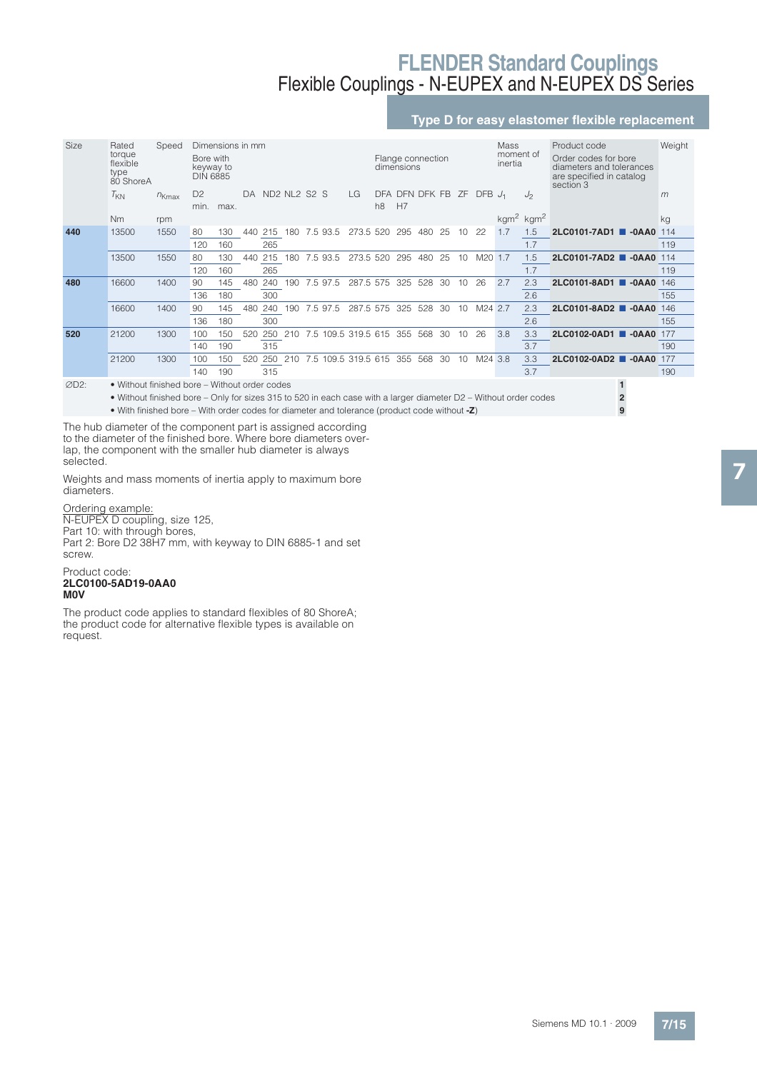# FLENDER Standard Couplings

## Flexible Couplings - N-EUPEX and N-EUPEX DS Series

### Type D for easy elastomer flexible replacement

| Size | Rated torque flexible type 80 ShoreA | Speed | Dimensions in mm | | | | | | | | | | | | | | | Mass moment of inertia | | Product code | Weight |
|---|---|---|---|---|---|---|---|---|---|---|---|---|---|---|---|---|---|---|---|---|---|
| | | | Bore with keyway to DIN 6885 | | | | | | | | Flange connection dimensions | | | | | | | | | Order codes for bore diameters and tolerances are specified in catalog section 3 | |
| | $T_{KN}$ | $n_{Kmax}$ | D2 min. | D2 max. | DA | ND2 | NL2 | S2 | S | LG | DFA h8 | DFN H7 | DFK | FB | ZF | DFB | $J_1$ | $J_2$ | | $m$ |
| | Nm | rpm | | | | | | | | | | | | | | | $kgm^2$ | $kgm^2$ | | kg |
| **440** | 13500 | 1550 | 80 | 130 | 440 | 215 | 180 | 7.5 | 93.5 | 273.5 | 520 | 295 | 480 | 25 | 10 | 22 | 1.7 | 1.5 | **2LC0101-7AD1 ■ -0AA0** | 114 |
| | | | 120 | 160 | | 265 | | | | | | | | | | | | 1.7 | | 119 |
| | 13500 | 1550 | 80 | 130 | 440 | 215 | 180 | 7.5 | 93.5 | 273.5 | 520 | 295 | 480 | 25 | 10 | M20 | 1.7 | 1.5 | **2LC0101-7AD2 ■ -0AA0** | 114 |
| | | | 120 | 160 | | 265 | | | | | | | | | | | | 1.7 | | 119 |
| **480** | 16600 | 1400 | 90 | 145 | 480 | 240 | 190 | 7.5 | 97.5 | 287.5 | 575 | 325 | 528 | 30 | 10 | 26 | 2.7 | 2.3 | **2LC0101-8AD1 ■ -0AA0** | 146 |
| | | | 136 | 180 | | 300 | | | | | | | | | | | | 2.6 | | 155 |
| | 16600 | 1400 | 90 | 145 | 480 | 240 | 190 | 7.5 | 97.5 | 287.5 | 575 | 325 | 528 | 30 | 10 | M24 | 2.7 | 2.3 | **2LC0101-8AD2 ■ -0AA0** | 146 |
| | | | 136 | 180 | | 300 | | | | | | | | | | | | 2.6 | | 155 |
| **520** | 21200 | 1300 | 100 | 150 | 520 | 250 | 210 | 7.5 | 109.5 | 319.5 | 615 | 355 | 568 | 30 | 10 | 26 | 3.8 | 3.3 | **2LC0102-0AD1 ■ -0AA0** | 177 |
| | | | 140 | 190 | | 315 | | | | | | | | | | | | 3.7 | | 190 |
| | 21200 | 1300 | 100 | 150 | 520 | 250 | 210 | 7.5 | 109.5 | 319.5 | 615 | 355 | 568 | 30 | 10 | M24 | 3.8 | 3.3 | **2LC0102-0AD2 ■ -0AA0** | 177 |
| | | | 140 | 190 | | 315 | | | | | | | | | | | | 3.7 | | 190 |

∅D2:
- Without finished bore – Without order codes **1**
- Without finished bore – Only for sizes 315 to 520 in each case with a larger diameter D2 – Without order codes **2**
- With finished bore – With order codes for diameter and tolerance (product code without **-Z**) **9**

The hub diameter of the component part is assigned according to the diameter of the finished bore. Where bore diameters overlap, the component with the smaller hub diameter is always selected.

Weights and mass moments of inertia apply to maximum bore diameters.

Ordering example:
N-EUPEX D coupling, size 125,
Part 10: with through bores,
Part 2: Bore D2 38H7 mm, with keyway to DIN 6885-1 and set screw.

Product code:
**2LC0100-5AD19-0AA0**
**M0V**

The product code applies to standard flexibles of 80 ShoreA; the product code for alternative flexible types is available on request.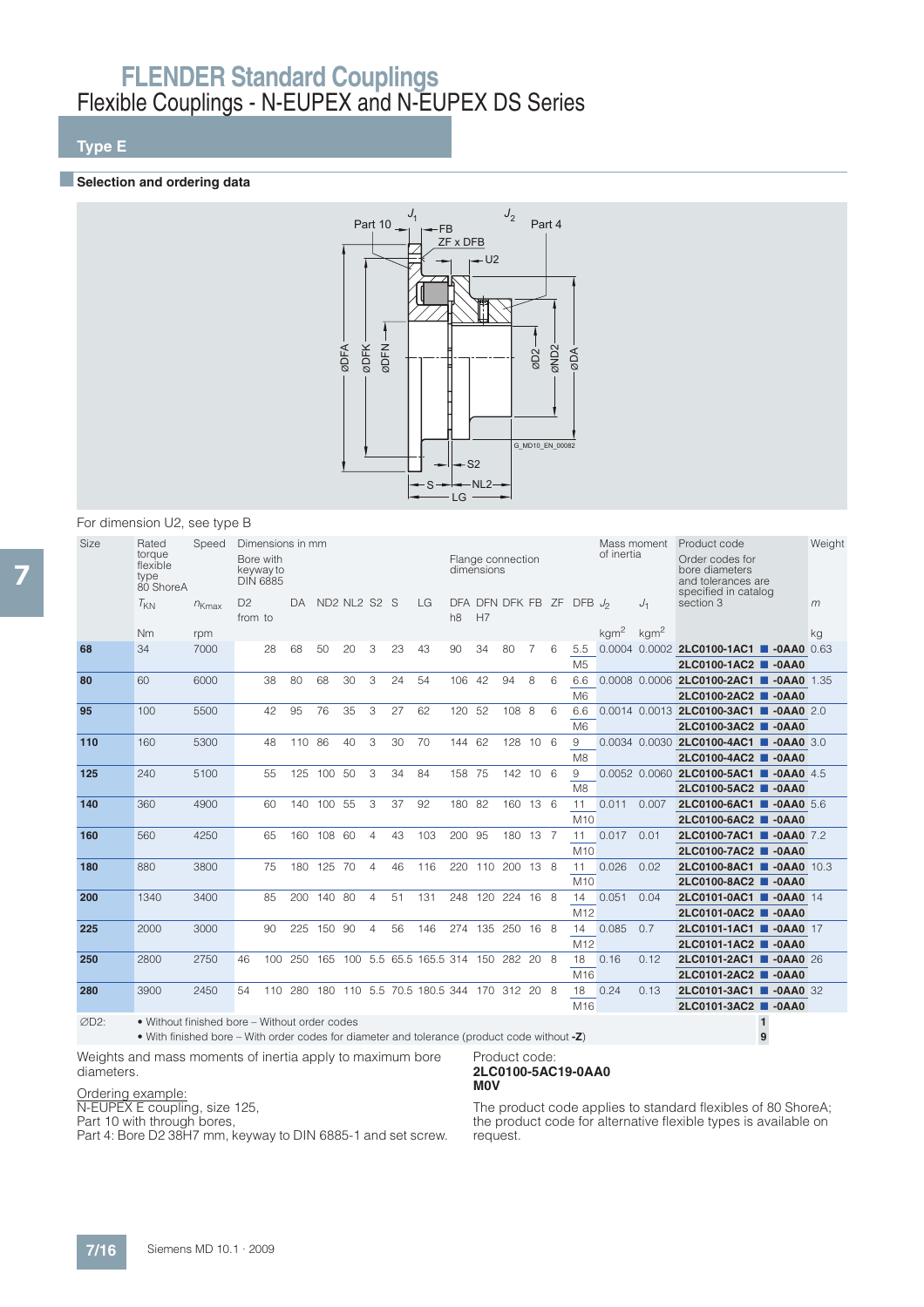# FLENDER Standard Couplings

## Flexible Couplings - N-EUPEX and N-EUPEX DS Series

### Type E

#### Selection and ordering data

For dimension U2, see type B

| Size | Rated torque flexible type 80 ShoreA | Speed | Dimensions in mm | | | | | | | | | Flange connection dimensions | | | | | | Mass moment of inertia | | Product code Order codes for bore diameters and tolerances are specified in catalog section 3 | Weight |
|---|---|---|---|---|---|---|---|---|---|---|---|---|---|---|---|---|---|---|---|---|---|
| | | | Bore with keyway to DIN 6885 | | | | | | | | | | | | | | | | | | |
| | $T_{KN}$ | $n_{Kmax}$ | D2 from | D2 to | DA | ND2 | NL2 | S2 | S | LG | | DFA h8 | DFN H7 | DFK | FB | ZF | DFB | $J_2$ | $J_1$ | | $m$ |
| | Nm | rpm | | | | | | | | | | | | | | | | kgm² | kgm² | | kg |
| **68** | 34 | 7000 | | 28 | 68 | 50 | 20 | 3 | 23 | 43 | | 90 | 34 | 80 | 7 | 6 | 5.5 / M5 | 0.0004 | 0.0002 | **2LC0100-1AC1 ■ -0AA0** / **2LC0100-1AC2 ■ -0AA0** | 0.63 |
| **80** | 60 | 6000 | | 38 | 80 | 68 | 30 | 3 | 24 | 54 | | 106 | 42 | 94 | 8 | 6 | 6.6 / M6 | 0.0008 | 0.0006 | **2LC0100-2AC1 ■ -0AA0** / **2LC0100-2AC2 ■ -0AA0** | 1.35 |
| **95** | 100 | 5500 | | 42 | 95 | 76 | 35 | 3 | 27 | 62 | | 120 | 52 | 108 | 8 | 6 | 6.6 / M6 | 0.0014 | 0.0013 | **2LC0100-3AC1 ■ -0AA0** / **2LC0100-3AC2 ■ -0AA0** | 2.0 |
| **110** | 160 | 5300 | | 48 | 110 | 86 | 40 | 3 | 30 | 70 | | 144 | 62 | 128 | 10 | 6 | 9 / M8 | 0.0034 | 0.0030 | **2LC0100-4AC1 ■ -0AA0** / **2LC0100-4AC2 ■ -0AA0** | 3.0 |
| **125** | 240 | 5100 | | 55 | 125 | 100 | 50 | 3 | 34 | 84 | | 158 | 75 | 142 | 10 | 6 | 9 / M8 | 0.0052 | 0.0060 | **2LC0100-5AC1 ■ -0AA0** / **2LC0100-5AC2 ■ -0AA0** | 4.5 |
| **140** | 360 | 4900 | | 60 | 140 | 100 | 55 | 3 | 37 | 92 | | 180 | 82 | 160 | 13 | 6 | 11 / M10 | 0.011 | 0.007 | **2LC0100-6AC1 ■ -0AA0** / **2LC0100-6AC2 ■ -0AA0** | 5.6 |
| **160** | 560 | 4250 | | 65 | 160 | 108 | 60 | 4 | 43 | 103 | | 200 | 95 | 180 | 13 | 7 | 11 / M10 | 0.017 | 0.01 | **2LC0100-7AC1 ■ -0AA0** / **2LC0100-7AC2 ■ -0AA0** | 7.2 |
| **180** | 880 | 3800 | | 75 | 180 | 125 | 70 | 4 | 46 | 116 | | 220 | 110 | 200 | 13 | 8 | 11 / M10 | 0.026 | 0.02 | **2LC0100-8AC1 ■ -0AA0** / **2LC0100-8AC2 ■ -0AA0** | 10.3 |
| **200** | 1340 | 3400 | | 85 | 200 | 140 | 80 | 4 | 51 | 131 | | 248 | 120 | 224 | 16 | 8 | 14 / M12 | 0.051 | 0.04 | **2LC0101-0AC1 ■ -0AA0** / **2LC0101-0AC2 ■ -0AA0** | 14 |
| **225** | 2000 | 3000 | | 90 | 225 | 150 | 90 | 4 | 56 | 146 | | 274 | 135 | 250 | 16 | 8 | 14 / M12 | 0.085 | 0.7 | **2LC0101-1AC1 ■ -0AA0** / **2LC0101-1AC2 ■ -0AA0** | 17 |
| **250** | 2800 | 2750 | 46 | 100 | 250 | 165 | 100 | 5.5 | 65.5 | 165.5 | | 314 | 150 | 282 | 20 | 8 | 18 / M16 | 0.16 | 0.12 | **2LC0101-2AC1 ■ -0AA0** / **2LC0101-2AC2 ■ -0AA0** | 26 |
| **280** | 3900 | 2450 | 54 | 110 | 280 | 180 | 110 | 5.5 | 70.5 | 180.5 | | 344 | 170 | 312 | 20 | 8 | 18 / M16 | 0.24 | 0.13 | **2LC0101-3AC1 ■ -0AA0** / **2LC0101-3AC2 ■ -0AA0** | 32 |

ØD2:
- Without finished bore – Without order codes **1**
- With finished bore – With order codes for diameter and tolerance (product code without **-Z**) **9**

Weights and mass moments of inertia apply to maximum bore diameters.

Ordering example:
N-EUPEX E coupling, size 125,
Part 10 with through bores,
Part 4: Bore D2 38H7 mm, keyway to DIN 6885-1 and set screw.

Product code:
**2LC0100-5AC19-0AA0**
**M0V**

The product code applies to standard flexibles of 80 ShoreA; the product code for alternative flexible types is available on request.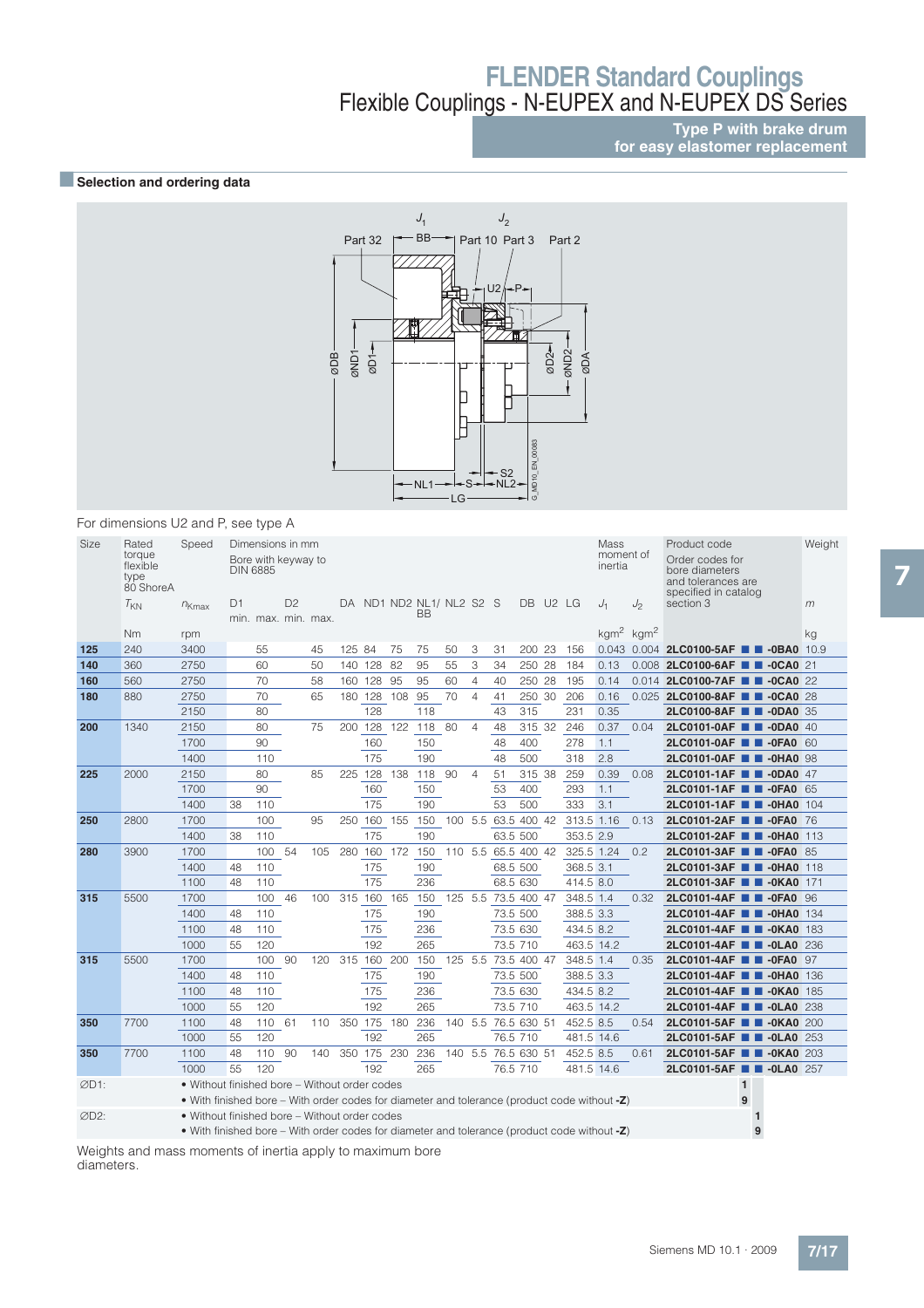# FLENDER Standard Couplings

## Flexible Couplings - N-EUPEX and N-EUPEX DS Series

**Type P with brake drum for easy elastomer replacement**

### Selection and ordering data

For dimensions U2 and P, see type A

| Size | Rated torque flexible type 80 ShoreA | Speed | Dimensions in mm – Bore with keyway to DIN 6885 | | | | | | | | | | | | | | | | Mass moment of inertia | | Product code – Order codes for bore diameters and tolerances are specified in catalog section 3 | Weight |
|---|---|---|---|---|---|---|---|---|---|---|---|---|---|---|---|---|---|---|---|---|---|---|
| | $T_{KN}$ | $n_{Kmax}$ | D1 min. | D1 max. | D2 min. | D2 max. | DA | ND1 | ND2 | NL1/BB | NL2 | S2 | S | DB | U2 | LG | | $J_1$ | $J_2$ | | $m$ |
| | Nm | rpm | | | | | | | | | | | | | | | | kgm² | kgm² | | kg |
| **125** | 240 | 3400 | | 55 | | 45 | 125 | 84 | 75 | 75 | 50 | 3 | 31 | 200 | 23 | 156 | | 0.043 | 0.004 | 2LC0100-5AF ■ ■ -0BA0 | 10.9 |
| **140** | 360 | 2750 | | 60 | | 50 | 140 | 128 | 82 | 95 | 55 | 3 | 34 | 250 | 28 | 184 | | 0.13 | 0.008 | 2LC0100-6AF ■ ■ -0CA0 | 21 |
| **160** | 560 | 2750 | | 70 | | 58 | 160 | 128 | 95 | 95 | 60 | 4 | 40 | 250 | 28 | 195 | | 0.14 | 0.014 | 2LC0100-7AF ■ ■ -0CA0 | 22 |
| **180** | 880 | 2750 | | 70 | | 65 | 180 | 128 | 108 | 95 | 70 | 4 | 41 | 250 | 30 | 206 | | 0.16 | 0.025 | 2LC0100-8AF ■ ■ -0CA0 | 28 |
| | | 2150 | | 80 | | | | 128 | | 118 | | | 43 | 315 | | 231 | | 0.35 | | 2LC0100-8AF ■ ■ -0DA0 | 35 |
| **200** | 1340 | 2150 | | 80 | | 75 | 200 | 128 | 122 | 118 | 80 | 4 | 48 | 315 | 32 | 246 | | 0.37 | 0.04 | 2LC0101-0AF ■ ■ -0DA0 | 40 |
| | | 1700 | | 90 | | | | 160 | | 150 | | | 48 | 400 | | 278 | | 1.1 | | 2LC0101-0AF ■ ■ -0FA0 | 60 |
| | | 1400 | | 110 | | | | 175 | | 190 | | | 48 | 500 | | 318 | | 2.8 | | 2LC0101-0AF ■ ■ -0HA0 | 98 |
| **225** | 2000 | 2150 | | 80 | | 85 | 225 | 128 | 138 | 118 | 90 | 4 | 51 | 315 | 38 | 259 | | 0.39 | 0.08 | 2LC0101-1AF ■ ■ -0DA0 | 47 |
| | | 1700 | | 90 | | | | 160 | | 150 | | | 53 | 400 | | 293 | | 1.1 | | 2LC0101-1AF ■ ■ -0FA0 | 65 |
| | | 1400 | 38 | 110 | | | | 175 | | 190 | | | 53 | 500 | | 333 | | 3.1 | | 2LC0101-1AF ■ ■ -0HA0 | 104 |
| **250** | 2800 | 1700 | | 100 | | 95 | 250 | 160 | 155 | 150 | 100 | 5.5 | 63.5 | 400 | 42 | 313.5 | | 1.16 | 0.13 | 2LC0101-2AF ■ ■ -0FA0 | 76 |
| | | 1400 | 38 | 110 | | | | 175 | | 190 | | | 63.5 | 500 | | 353.5 | | 2.9 | | 2LC0101-2AF ■ ■ -0HA0 | 113 |
| **280** | 3900 | 1700 | | 100 | 54 | 105 | 280 | 160 | 172 | 150 | 110 | 5.5 | 65.5 | 400 | 42 | 325.5 | | 1.24 | 0.2 | 2LC0101-3AF ■ ■ -0FA0 | 85 |
| | | 1400 | 48 | 110 | | | | 175 | | 190 | | | 68.5 | 500 | | 368.5 | | 3.1 | | 2LC0101-3AF ■ ■ -0HA0 | 118 |
| | | 1100 | 48 | 110 | | | | 175 | | 236 | | | 68.5 | 630 | | 414.5 | | 8.0 | | 2LC0101-3AF ■ ■ -0KA0 | 171 |
| **315** | 5500 | 1700 | | 100 | 46 | 100 | 315 | 160 | 165 | 150 | 125 | 5.5 | 73.5 | 400 | 47 | 348.5 | | 1.4 | 0.32 | 2LC0101-4AF ■ ■ -0FA0 | 96 |
| | | 1400 | 48 | 110 | | | | 175 | | 190 | | | 73.5 | 500 | | 388.5 | | 3.3 | | 2LC0101-4AF ■ ■ -0HA0 | 134 |
| | | 1100 | 48 | 110 | | | | 175 | | 236 | | | 73.5 | 630 | | 434.5 | | 8.2 | | 2LC0101-4AF ■ ■ -0KA0 | 183 |
| | | 1000 | 55 | 120 | | | | 192 | | 265 | | | 73.5 | 710 | | 463.5 | | 14.2 | | 2LC0101-4AF ■ ■ -0LA0 | 236 |
| **315** | 5500 | 1700 | | 100 | 90 | 120 | 315 | 160 | 200 | 150 | 125 | 5.5 | 73.5 | 400 | 47 | 348.5 | | 1.4 | 0.35 | 2LC0101-4AF ■ ■ -0FA0 | 97 |
| | | 1400 | 48 | 110 | | | | 175 | | 190 | | | 73.5 | 500 | | 388.5 | | 3.3 | | 2LC0101-4AF ■ ■ -0HA0 | 136 |
| | | 1100 | 48 | 110 | | | | 175 | | 236 | | | 73.5 | 630 | | 434.5 | | 8.2 | | 2LC0101-4AF ■ ■ -0KA0 | 185 |
| | | 1000 | 55 | 120 | | | | 192 | | 265 | | | 73.5 | 710 | | 463.5 | | 14.2 | | 2LC0101-4AF ■ ■ -0LA0 | 238 |
| **350** | 7700 | 1100 | 48 | 110 | 61 | 110 | 350 | 175 | 180 | 236 | 140 | 5.5 | 76.5 | 630 | 51 | 452.5 | | 8.5 | 0.54 | 2LC0101-5AF ■ ■ -0KA0 | 200 |
| | | 1000 | 55 | 120 | | | | 192 | | 265 | | | 76.5 | 710 | | 481.5 | | 14.6 | | 2LC0101-5AF ■ ■ -0LA0 | 253 |
| **350** | 7700 | 1100 | 48 | 110 | 90 | 140 | 350 | 175 | 230 | 236 | 140 | 5.5 | 76.5 | 630 | 51 | 452.5 | | 8.5 | 0.61 | 2LC0101-5AF ■ ■ -0KA0 | 203 |
| | | 1000 | 55 | 120 | | | | 192 | | 265 | | | 76.5 | 710 | | 481.5 | | 14.6 | | 2LC0101-5AF ■ ■ -0LA0 | 257 |

| | | Order code position |
|---|---|---|
| ØD1: | • Without finished bore – Without order codes | 1 (first ■) |
| | • With finished bore – With order codes for diameter and tolerance (product code without **-Z**) | 9 (first ■) |
| ØD2: | • Without finished bore – Without order codes | 1 (second ■) |
| | • With finished bore – With order codes for diameter and tolerance (product code without **-Z**) | 9 (second ■) |

Weights and mass moments of inertia apply to maximum bore diameters.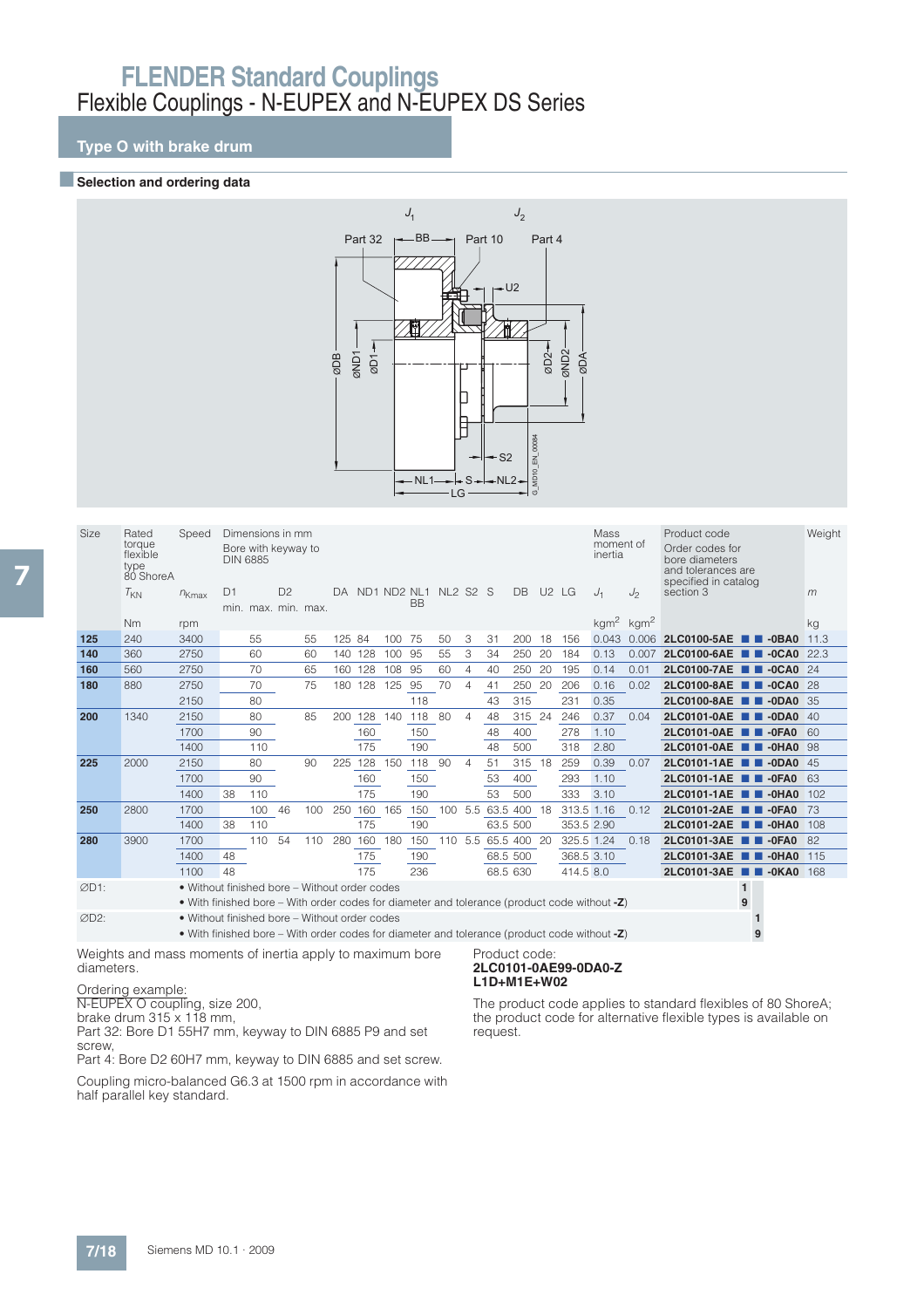# FLENDER Standard Couplings

## Flexible Couplings - N-EUPEX and N-EUPEX DS Series

### Type O with brake drum

#### Selection and ordering data

| Size | Rated torque flexible type 80 ShoreA | Speed | Dimensions in mm Bore with keyway to DIN 6885 | | | | | | | | | | | | | | | Mass moment of inertia | | Product code Order codes for bore diameters and tolerances are specified in catalog section 3 | Weight |
|---|---|---|---|---|---|---|---|---|---|---|---|---|---|---|---|---|---|---|---|---|---|
| | $T_{KN}$ | $n_{Kmax}$ | D1 min. | D1 max. | D2 min. | D2 max. | DA | ND1 | ND2 | NL1 BB | NL2 | S2 | S | DB | U2 | LG | | $J_1$ | $J_2$ | | $m$ |
| | Nm | rpm | | | | | | | | | | | | | | | | kgm² | kgm² | | kg |
| **125** | 240 | 3400 | | 55 | | 55 | 125 | 84 | 100 | 75 | 50 | 3 | 31 | 200 | 18 | 156 | | 0.043 | 0.006 | **2LC0100-5AE ■ ■ -0BA0** | 11.3 |
| **140** | 360 | 2750 | | 60 | | 60 | 140 | 128 | 100 | 95 | 55 | 3 | 34 | 250 | 20 | 184 | | 0.13 | 0.007 | **2LC0100-6AE ■ ■ -0CA0** | 22.3 |
| **160** | 560 | 2750 | | 70 | | 65 | 160 | 128 | 108 | 95 | 60 | 4 | 40 | 250 | 20 | 195 | | 0.14 | 0.01 | **2LC0100-7AE ■ ■ -0CA0** | 24 |
| **180** | 880 | 2750 | | 70 | | 75 | 180 | 128 | 125 | 95 | 70 | 4 | 41 | 250 | 20 | 206 | | 0.16 | 0.02 | **2LC0100-8AE ■ ■ -0CA0** | 28 |
| | | 2150 | | 80 | | | | | | 118 | | | 43 | 315 | | 231 | | 0.35 | | **2LC0100-8AE ■ ■ -0DA0** | 35 |
| **200** | 1340 | 2150 | | 80 | | 85 | 200 | 128 | 140 | 118 | 80 | 4 | 48 | 315 | 24 | 246 | | 0.37 | 0.04 | **2LC0101-0AE ■ ■ -0DA0** | 40 |
| | | 1700 | | 90 | | | | 160 | | 150 | | | 48 | 400 | | 278 | | 1.10 | | **2LC0101-0AE ■ ■ -0FA0** | 60 |
| | | 1400 | | 110 | | | | 175 | | 190 | | | 48 | 500 | | 318 | | 2.80 | | **2LC0101-0AE ■ ■ -0HA0** | 98 |
| **225** | 2000 | 2150 | | 80 | | 90 | 225 | 128 | 150 | 118 | 90 | 4 | 51 | 315 | 18 | 259 | | 0.39 | 0.07 | **2LC0101-1AE ■ ■ -0DA0** | 45 |
| | | 1700 | | 90 | | | | 160 | | 150 | | | 53 | 400 | | 293 | | 1.10 | | **2LC0101-1AE ■ ■ -0FA0** | 63 |
| | | 1400 | 38 | 110 | | | | 175 | | 190 | | | 53 | 500 | | 333 | | 3.10 | | **2LC0101-1AE ■ ■ -0HA0** | 102 |
| **250** | 2800 | 1700 | | 100 | 46 | 100 | 250 | 160 | 165 | 150 | 100 | 5.5 | 63.5 | 400 | 18 | 313.5 | | 1.16 | 0.12 | **2LC0101-2AE ■ ■ -0FA0** | 73 |
| | | 1400 | 38 | 110 | | | | 175 | | 190 | | | 63.5 | 500 | | 353.5 | | 2.90 | | **2LC0101-2AE ■ ■ -0HA0** | 108 |
| **280** | 3900 | 1700 | | 110 | 54 | 110 | 280 | 160 | 180 | 150 | 110 | 5.5 | 65.5 | 400 | 20 | 325.5 | | 1.24 | 0.18 | **2LC0101-3AE ■ ■ -0FA0** | 82 |
| | | 1400 | 48 | | | | | 175 | | 190 | | | 68.5 | 500 | | 368.5 | | 3.10 | | **2LC0101-3AE ■ ■ -0HA0** | 115 |
| | | 1100 | 48 | | | | | 175 | | 236 | | | 68.5 | 630 | | 414.5 | | 8.0 | | **2LC0101-3AE ■ ■ -0KA0** | 168 |

∅D1:
- Without finished bore – Without order codes — 1
- With finished bore – With order codes for diameter and tolerance (product code without **-Z**) — 9

∅D2:
- Without finished bore – Without order codes — 1
- With finished bore – With order codes for diameter and tolerance (product code without **-Z**) — 9

Weights and mass moments of inertia apply to maximum bore diameters.

Ordering example:
N-EUPEX O coupling, size 200,
brake drum 315 x 118 mm,
Part 32: Bore D1 55H7 mm, keyway to DIN 6885 P9 and set screw,
Part 4: Bore D2 60H7 mm, keyway to DIN 6885 and set screw.

Coupling micro-balanced G6.3 at 1500 rpm in accordance with half parallel key standard.

Product code:
**2LC0101-0AE99-0DA0-Z**
**L1D+M1E+W02**

The product code applies to standard flexibles of 80 ShoreA; the product code for alternative flexible types is available on request.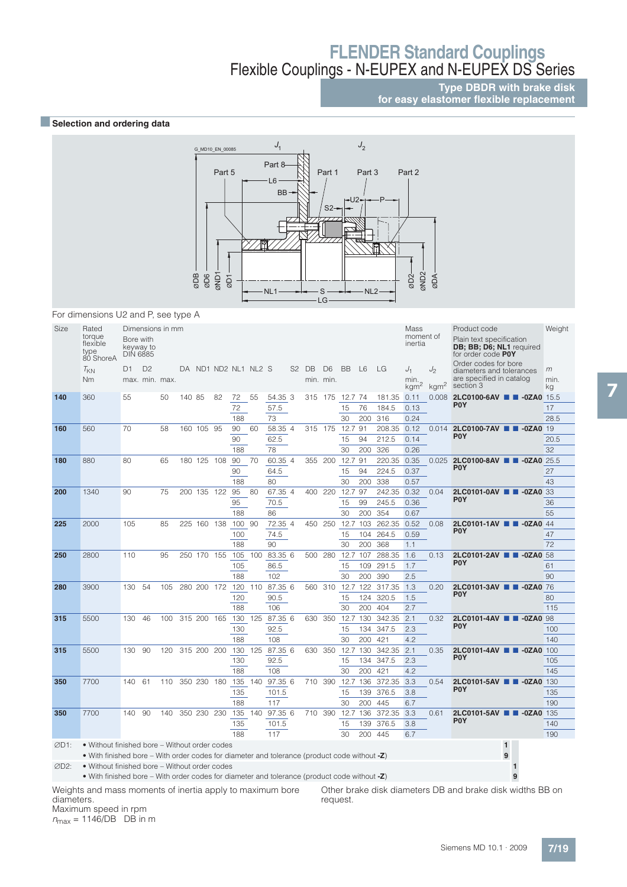# FLENDER Standard Couplings

## Flexible Couplings - N-EUPEX and N-EUPEX DS Series

**Type DBDR with brake disk for easy elastomer flexible replacement**

### Selection and ordering data

For dimensions U2 and P, see type A

| Size | Rated torque flexible type 80 ShoreA $T_{KN}$ Nm | D1 max. | D2 min. | D2 max. | DA | ND1 | ND2 | NL1 | NL2 | S | S2 | DB min. | D6 min. | BB | L6 | LG | $J_1$ min. kgm² | $J_2$ kgm² | Product code / Order code | Weight $m$ min. kg |
|---|---|---|---|---|---|---|---|---|---|---|---|---|---|---|---|---|---|---|---|---|
| **140** | 360 | 55 | | 50 | 140 | 85 | 82 | 72 | 55 | 54.35 | 3 | 315 | 175 | 12.7 | 74 | 181.35 | 0.11 | 0.008 | **2LC0100-6AV ■ ■ -0ZA0 P0Y** | 15.5 |
| | | | | | | | | 72 | | 57.5 | | | | 15 | 76 | 184.5 | 0.13 | | | 17 |
| | | | | | | | | 188 | | 73 | | | | 30 | 200 | 316 | 0.24 | | | 28.5 |
| **160** | 560 | 70 | | 58 | 160 | 105 | 95 | 90 | 60 | 58.35 | 4 | 315 | 175 | 12.7 | 91 | 208.35 | 0.12 | 0.014 | **2LC0100-7AV ■ ■ -0ZA0 P0Y** | 19 |
| | | | | | | | | 90 | | 62.5 | | | | 15 | 94 | 212.5 | 0.14 | | | 20.5 |
| | | | | | | | | 188 | | 78 | | | | 30 | 200 | 326 | 0.26 | | | 32 |
| **180** | 880 | 80 | | 65 | 180 | 125 | 108 | 90 | 70 | 60.35 | 4 | 355 | 200 | 12.7 | 91 | 220.35 | 0.35 | 0.025 | **2LC0100-8AV ■ ■ -0ZA0 P0Y** | 25.5 |
| | | | | | | | | 90 | | 64.5 | | | | 15 | 94 | 224.5 | 0.37 | | | 27 |
| | | | | | | | | 188 | | 80 | | | | 30 | 200 | 338 | 0.57 | | | 43 |
| **200** | 1340 | 90 | | 75 | 200 | 135 | 122 | 95 | 80 | 67.35 | 4 | 400 | 220 | 12.7 | 97 | 242.35 | 0.32 | 0.04 | **2LC0101-0AV ■ ■ -0ZA0 P0Y** | 33 |
| | | | | | | | | 95 | | 70.5 | | | | 15 | 99 | 245.5 | 0.36 | | | 36 |
| | | | | | | | | 188 | | 86 | | | | 30 | 200 | 354 | 0.67 | | | 55 |
| **225** | 2000 | 105 | | 85 | 225 | 160 | 138 | 100 | 90 | 72.35 | 4 | 450 | 250 | 12.7 | 103 | 262.35 | 0.52 | 0.08 | **2LC0101-1AV ■ ■ -0ZA0 P0Y** | 44 |
| | | | | | | | | 100 | | 74.5 | | | | 15 | 104 | 264.5 | 0.59 | | | 47 |
| | | | | | | | | 188 | | 90 | | | | 30 | 200 | 368 | 1.1 | | | 72 |
| **250** | 2800 | 110 | | 95 | 250 | 170 | 155 | 105 | 100 | 83.35 | 6 | 500 | 280 | 12.7 | 107 | 288.35 | 1.6 | 0.13 | **2LC0101-2AV ■ ■ -0ZA0 P0Y** | 58 |
| | | | | | | | | 105 | | 86.5 | | | | 15 | 109 | 291.5 | 1.7 | | | 61 |
| | | | | | | | | 188 | | 102 | | | | 30 | 200 | 390 | 2.5 | | | 90 |
| **280** | 3900 | 130 | 54 | 105 | 280 | 200 | 172 | 120 | 110 | 87.35 | 6 | 560 | 310 | 12.7 | 122 | 317.35 | 1.3 | 0.20 | **2LC0101-3AV ■ ■ -0ZA0 P0Y** | 76 |
| | | | | | | | | 120 | | 90.5 | | | | 15 | 124 | 320.5 | 1.5 | | | 80 |
| | | | | | | | | 188 | | 106 | | | | 30 | 200 | 404 | 2.7 | | | 115 |
| **315** | 5500 | 130 | 46 | 100 | 315 | 200 | 165 | 130 | 125 | 87.35 | 6 | 630 | 350 | 12.7 | 130 | 342.35 | 2.1 | 0.32 | **2LC0101-4AV ■ ■ -0ZA0 P0Y** | 98 |
| | | | | | | | | 130 | | 92.5 | | | | 15 | 134 | 347.5 | 2.3 | | | 100 |
| | | | | | | | | 188 | | 108 | | | | 30 | 200 | 421 | 4.2 | | | 140 |
| **315** | 5500 | 130 | 90 | 120 | 315 | 200 | 200 | 130 | 125 | 87.35 | 6 | 630 | 350 | 12.7 | 130 | 342.35 | 2.1 | 0.35 | **2LC0101-4AV ■ ■ -0ZA0 P0Y** | 100 |
| | | | | | | | | 130 | | 92.5 | | | | 15 | 134 | 347.5 | 2.3 | | | 105 |
| | | | | | | | | 188 | | 108 | | | | 30 | 200 | 421 | 4.2 | | | 145 |
| **350** | 7700 | 140 | 61 | 110 | 350 | 230 | 180 | 135 | 140 | 97.35 | 6 | 710 | 390 | 12.7 | 136 | 372.35 | 3.3 | 0.54 | **2LC0101-5AV ■ ■ -0ZA0 P0Y** | 130 |
| | | | | | | | | 135 | | 101.5 | | | | 15 | 139 | 376.5 | 3.8 | | | 135 |
| | | | | | | | | 188 | | 117 | | | | 30 | 200 | 445 | 6.7 | | | 190 |
| **350** | 7700 | 140 | 90 | 140 | 350 | 230 | 230 | 135 | 140 | 97.35 | 6 | 710 | 390 | 12.7 | 136 | 372.35 | 3.3 | 0.61 | **2LC0101-5AV ■ ■ -0ZA0 P0Y** | 135 |
| | | | | | | | | 135 | | 101.5 | | | | 15 | 139 | 376.5 | 3.8 | | | 140 |
| | | | | | | | | 188 | | 117 | | | | 30 | 200 | 445 | 6.7 | | | 190 |

Dimensions in mm. Bore with keyway to DIN 6885. Product code: Plain text specification **DB; BB; D6; NL1** required for order code **P0Y**. Order codes for bore diameters and tolerances are specified in catalog section 3.

ØD1:
- Without finished bore – Without order codes — 1
- With finished bore – With order codes for diameter and tolerance (product code without **-Z**) — 9

ØD2:
- Without finished bore – Without order codes — 1
- With finished bore – With order codes for diameter and tolerance (product code without **-Z**) — 9

Weights and mass moments of inertia apply to maximum bore diameters.

Maximum speed in rpm

$n_{max}$ = 1146/DB DB in m

Other brake disk diameters DB and brake disk widths BB on request.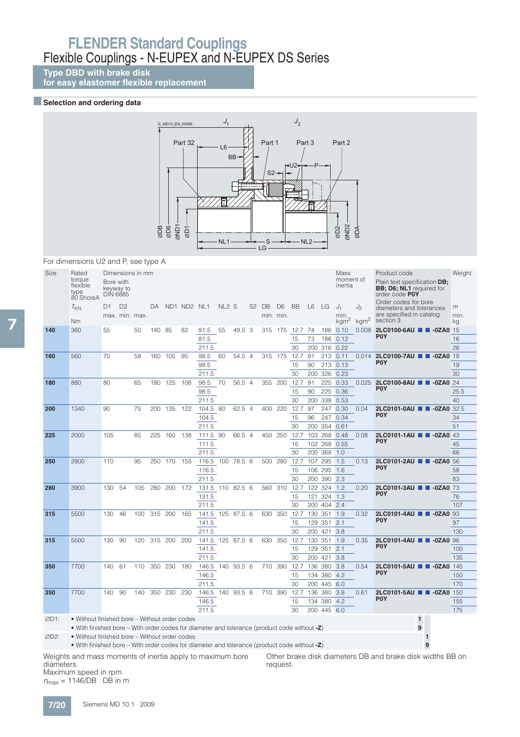# FLENDER Standard Couplings

## Flexible Couplings - N-EUPEX and N-EUPEX DS Series

### Type DBD with brake disk for easy elastomer flexible replacement

#### Selection and ordering data

For dimensions U2 and P, see type A

| Size | Rated torque flexible type 80 ShoreA $T_{KN}$ Nm | Dimensions in mm Bore with keyway to DIN 6885 D1 max. | D2 min. | D2 max. | DA | ND1 | ND2 | NL1 | NL2 | S | S2 | DB min. | D6 min. | BB | L6 | LG | Mass moment of inertia $J_1$ min. kgm² | $J_2$ kgm² | Product code Plain text specification DB; BB; D6; NL1 required for order code P0Y. Order codes for bore diameters and tolerances are specified in catalog section 3 | Weight m min. kg |
|---|---|---|---|---|---|---|---|---|---|---|---|---|---|---|---|---|---|---|---|---|
| **140** | 360 | 55 | | 50 | 140 | 85 | 82 | 81.5 | 55 | 49.5 | 3 | 315 | 175 | 12.7 | 74 | 186 | 0.10 | 0.008 | **2LC0100-6AU ■ ■ -0ZA0 P0Y** | 15 |
| | | | | | | | | 81.5 | | | | | | 15 | 73 | 186 | 0.12 | | | 16 |
| | | | | | | | | 211.5 | | | | | | 30 | 200 | 316 | 0.22 | | | 26 |
| **160** | 560 | 70 | | 58 | 160 | 105 | 95 | 98.5 | 60 | 54.5 | 4 | 315 | 175 | 12.7 | 91 | 213 | 0.11 | 0.014 | **2LC0100-7AU ■ ■ -0ZA0 P0Y** | 18 |
| | | | | | | | | 98.5 | | | | | | 15 | 90 | 213 | 0.13 | | | 19 |
| | | | | | | | | 211.5 | | | | | | 30 | 200 | 326 | 0.23 | | | 30 |
| **180** | 880 | 80 | | 65 | 180 | 125 | 108 | 98.5 | 70 | 56.5 | 4 | 355 | 200 | 12.7 | 91 | 225 | 0.33 | 0.025 | **2LC0100-8AU ■ ■ -0ZA0 P0Y** | 24 |
| | | | | | | | | 98.5 | | | | | | 15 | 90 | 225 | 0.36 | | | 25.5 |
| | | | | | | | | 211.5 | | | | | | 30 | 200 | 338 | 0.53 | | | 40 |
| **200** | 1340 | 90 | | 75 | 200 | 135 | 122 | 104.5 | 80 | 62.5 | 4 | 400 | 220 | 12.7 | 97 | 247 | 0.30 | 0.04 | **2LC0101-0AU ■ ■ -0ZA0 P0Y** | 32.5 |
| | | | | | | | | 104.5 | | | | | | 15 | 96 | 247 | 0.34 | | | 34 |
| | | | | | | | | 211.5 | | | | | | 30 | 200 | 354 | 0.61 | | | 51 |
| **225** | 2000 | 105 | | 85 | 225 | 160 | 138 | 111.5 | 90 | 66.5 | 4 | 450 | 250 | 12.7 | 103 | 268 | 0.48 | 0.08 | **2LC0101-1AU ■ ■ -0ZA0 P0Y** | 43 |
| | | | | | | | | 111.5 | | | | | | 15 | 102 | 268 | 0.55 | | | 45 |
| | | | | | | | | 211.5 | | | | | | 30 | 200 | 368 | 1.0 | | | 66 |
| **250** | 2800 | 110 | | 95 | 250 | 170 | 155 | 116.5 | 100 | 78.5 | 6 | 500 | 280 | 12.7 | 107 | 295 | 1.5 | 0.13 | **2LC0101-2AU ■ ■ -0ZA0 P0Y** | 56 |
| | | | | | | | | 116.5 | | | | | | 15 | 106 | 295 | 1.6 | | | 58 |
| | | | | | | | | 211.5 | | | | | | 30 | 200 | 390 | 2.3 | | | 83 |
| **280** | 3900 | 130 | 54 | 105 | 280 | 200 | 172 | 131.5 | 110 | 82.5 | 6 | 560 | 310 | 12.7 | 122 | 324 | 1.2 | 0.20 | **2LC0101-3AU ■ ■ -0ZA0 P0Y** | 73 |
| | | | | | | | | 131.5 | | | | | | 15 | 121 | 324 | 1.3 | | | 76 |
| | | | | | | | | 211.5 | | | | | | 30 | 200 | 404 | 2.4 | | | 107 |
| **315** | 5500 | 130 | 46 | 100 | 315 | 200 | 165 | 141.5 | 125 | 87.5 | 6 | 630 | 350 | 12.7 | 130 | 351 | 1.9 | 0.32 | **2LC0101-4AU ■ ■ -0ZA0 P0Y** | 93 |
| | | | | | | | | 141.5 | | | | | | 15 | 129 | 351 | 2.1 | | | 97 |
| | | | | | | | | 211.5 | | | | | | 30 | 200 | 421 | 3.8 | | | 130 |
| **315** | 5500 | 130 | 90 | 120 | 315 | 200 | 200 | 141.5 | 125 | 87.5 | 6 | 630 | 350 | 12.7 | 130 | 351 | 1.9 | 0.35 | **2LC0101-4AU ■ ■ -0ZA0 P0Y** | 96 |
| | | | | | | | | 141.5 | | | | | | 15 | 129 | 351 | 2.1 | | | 100 |
| | | | | | | | | 211.5 | | | | | | 30 | 200 | 421 | 3.8 | | | 135 |
| **350** | 7700 | 140 | 61 | 110 | 350 | 230 | 180 | 146.5 | 140 | 93.5 | 6 | 710 | 390 | 12.7 | 136 | 380 | 3.8 | 0.54 | **2LC0101-5AU ■ ■ -0ZA0 P0Y** | 145 |
| | | | | | | | | 146.5 | | | | | | 15 | 134 | 380 | 4.2 | | | 150 |
| | | | | | | | | 211.5 | | | | | | 30 | 200 | 445 | 6.0 | | | 170 |
| **350** | 7700 | 140 | 90 | 140 | 350 | 230 | 230 | 146.5 | 140 | 93.5 | 6 | 710 | 390 | 12.7 | 136 | 380 | 3.8 | 0.61 | **2LC0101-5AU ■ ■ -0ZA0 P0Y** | 150 |
| | | | | | | | | 146.5 | | | | | | 15 | 134 | 380 | 4.2 | | | 155 |
| | | | | | | | | 211.5 | | | | | | 30 | 200 | 445 | 6.0 | | | 175 |

∅D1:
- Without finished bore – Without order codes — **1**
- With finished bore – With order codes for diameter and tolerance (product code without **-Z**) — **9**

∅D2:
- Without finished bore – Without order codes — **1**
- With finished bore – With order codes for diameter and tolerance (product code without **-Z**) — **9**

Weights and mass moments of inertia apply to maximum bore diameters.

Maximum speed in rpm

$n_{max}$ = 1146/DB DB in m

Other brake disk diameters DB and brake disk widths BB on request.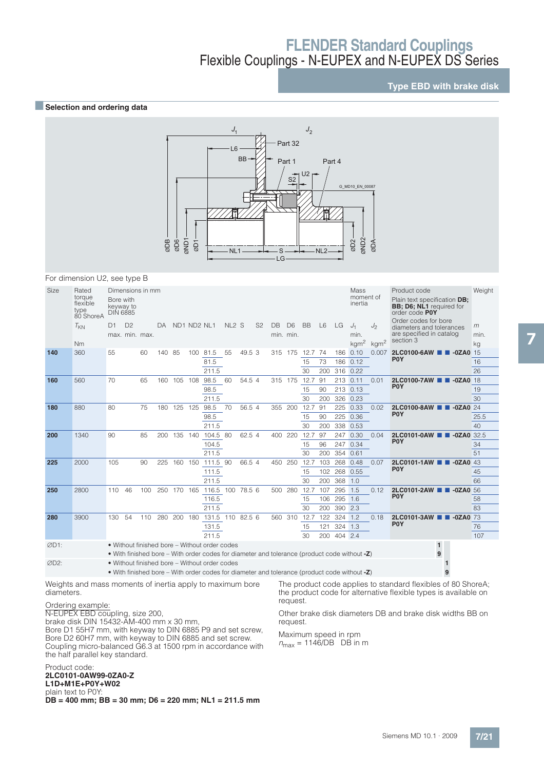## Type EBD with brake disk

### Selection and ordering data

For dimension U2, see type B

| Size | Rated torque flexible type 80 ShoreA | Dimensions in mm | | | | | | | | | | | | | | | | Mass moment of inertia | | Product code | Weight |
|---|---|---|---|---|---|---|---|---|---|---|---|---|---|---|---|---|---|---|---|---|---|
| | | Bore with keyway to DIN 6885 | | | | | | | | | | | | | | | | | | Plain text specification **DB; BB; D6; NL1** required for order code **P0Y** | |
| | $T_{KN}$ | D1 | D2 | | DA | ND1 | ND2 | NL1 | NL2 | S | S2 | DB | D6 | BB | L6 | LG | $J_1$ | $J_2$ | Order codes for bore diameters and tolerances are specified in catalog section 3 | $m$ |
| | | max. | min. | max. | | | | | | | | min. | min. | | | | min. | | | min. |
| | Nm | | | | | | | | | | | | | | | | kgm² | kgm² | | kg |
| **140** | 360 | 55 | | 60 | 140 | 85 | 100 | 81.5 | 55 | 49.5 | 3 | 315 | 175 | 12.7 | 74 | 186 | 0.10 | 0.007 | **2LC0100-6AW ■ ■ -0ZA0 P0Y** | 15 |
| | | | | | | | | 81.5 | | | | | | 15 | 73 | 186 | 0.12 | | | 16 |
| | | | | | | | | 211.5 | | | | | | 30 | 200 | 316 | 0.22 | | | 26 |
| **160** | 560 | 70 | | 65 | 160 | 105 | 108 | 98.5 | 60 | 54.5 | 4 | 315 | 175 | 12.7 | 91 | 213 | 0.11 | 0.01 | **2LC0100-7AW ■ ■ -0ZA0 P0Y** | 18 |
| | | | | | | | | 98.5 | | | | | | 15 | 90 | 213 | 0.13 | | | 19 |
| | | | | | | | | 211.5 | | | | | | 30 | 200 | 326 | 0.23 | | | 30 |
| **180** | 880 | 80 | | 75 | 180 | 125 | 125 | 98.5 | 70 | 56.5 | 4 | 355 | 200 | 12.7 | 91 | 225 | 0.33 | 0.02 | **2LC0100-8AW ■ ■ -0ZA0 P0Y** | 24 |
| | | | | | | | | 98.5 | | | | | | 15 | 90 | 225 | 0.36 | | | 25.5 |
| | | | | | | | | 211.5 | | | | | | 30 | 200 | 338 | 0.53 | | | 40 |
| **200** | 1340 | 90 | | 85 | 200 | 135 | 140 | 104.5 | 80 | 62.5 | 4 | 400 | 220 | 12.7 | 97 | 247 | 0.30 | 0.04 | **2LC0101-0AW ■ ■ -0ZA0 P0Y** | 32.5 |
| | | | | | | | | 104.5 | | | | | | 15 | 96 | 247 | 0.34 | | | 34 |
| | | | | | | | | 211.5 | | | | | | 30 | 200 | 354 | 0.61 | | | 51 |
| **225** | 2000 | 105 | | 90 | 225 | 160 | 150 | 111.5 | 90 | 66.5 | 4 | 450 | 250 | 12.7 | 103 | 268 | 0.48 | 0.07 | **2LC0101-1AW ■ ■ -0ZA0 P0Y** | 43 |
| | | | | | | | | 111.5 | | | | | | 15 | 102 | 268 | 0.55 | | | 45 |
| | | | | | | | | 211.5 | | | | | | 30 | 200 | 368 | 1.0 | | | 66 |
| **250** | 2800 | 110 | 46 | 100 | 250 | 170 | 165 | 116.5 | 100 | 78.5 | 6 | 500 | 280 | 12.7 | 107 | 295 | 1.5 | 0.12 | **2LC0101-2AW ■ ■ -0ZA0 P0Y** | 56 |
| | | | | | | | | 116.5 | | | | | | 15 | 106 | 295 | 1.6 | | | 58 |
| | | | | | | | | 211.5 | | | | | | 30 | 200 | 390 | 2.3 | | | 83 |
| **280** | 3900 | 130 | 54 | 110 | 280 | 200 | 180 | 131.5 | 110 | 82.5 | 6 | 560 | 310 | 12.7 | 122 | 324 | 1.2 | 0.18 | **2LC0101-3AW ■ ■ -0ZA0 P0Y** | 73 |
| | | | | | | | | 131.5 | | | | | | 15 | 121 | 324 | 1.3 | | | 76 |
| | | | | | | | | 211.5 | | | | | | 30 | 200 | 404 | 2.4 | | | 107 |

ØD1:
- Without finished bore – Without order codes — **1**
- With finished bore – With order codes for diameter and tolerance (product code without **-Z**) — **9**

ØD2:
- Without finished bore – Without order codes — **1**
- With finished bore – With order codes for diameter and tolerance (product code without **-Z**) — **9**

Weights and mass moments of inertia apply to maximum bore diameters.

Ordering example:
N-EUPEX EBD coupling, size 200,
brake disk DIN 15432-AM-400 mm x 30 mm,
Bore D1 55H7 mm, with keyway to DIN 6885 P9 and set screw,
Bore D2 60H7 mm, with keyway to DIN 6885 and set screw.
Coupling micro-balanced G6.3 at 1500 rpm in accordance with the half parallel key standard.

Product code:
**2LC0101-0AW99-0ZA0-Z**
**L1D+M1E+P0Y+W02**
plain text to P0Y:
**DB = 400 mm; BB = 30 mm; D6 = 220 mm; NL1 = 211.5 mm**

The product code applies to standard flexibles of 80 ShoreA; the product code for alternative flexible types is available on request.

Other brake disk diameters DB and brake disk widths BB on request.

Maximum speed in rpm
$n_{max}$ = 1146/DB   DB in m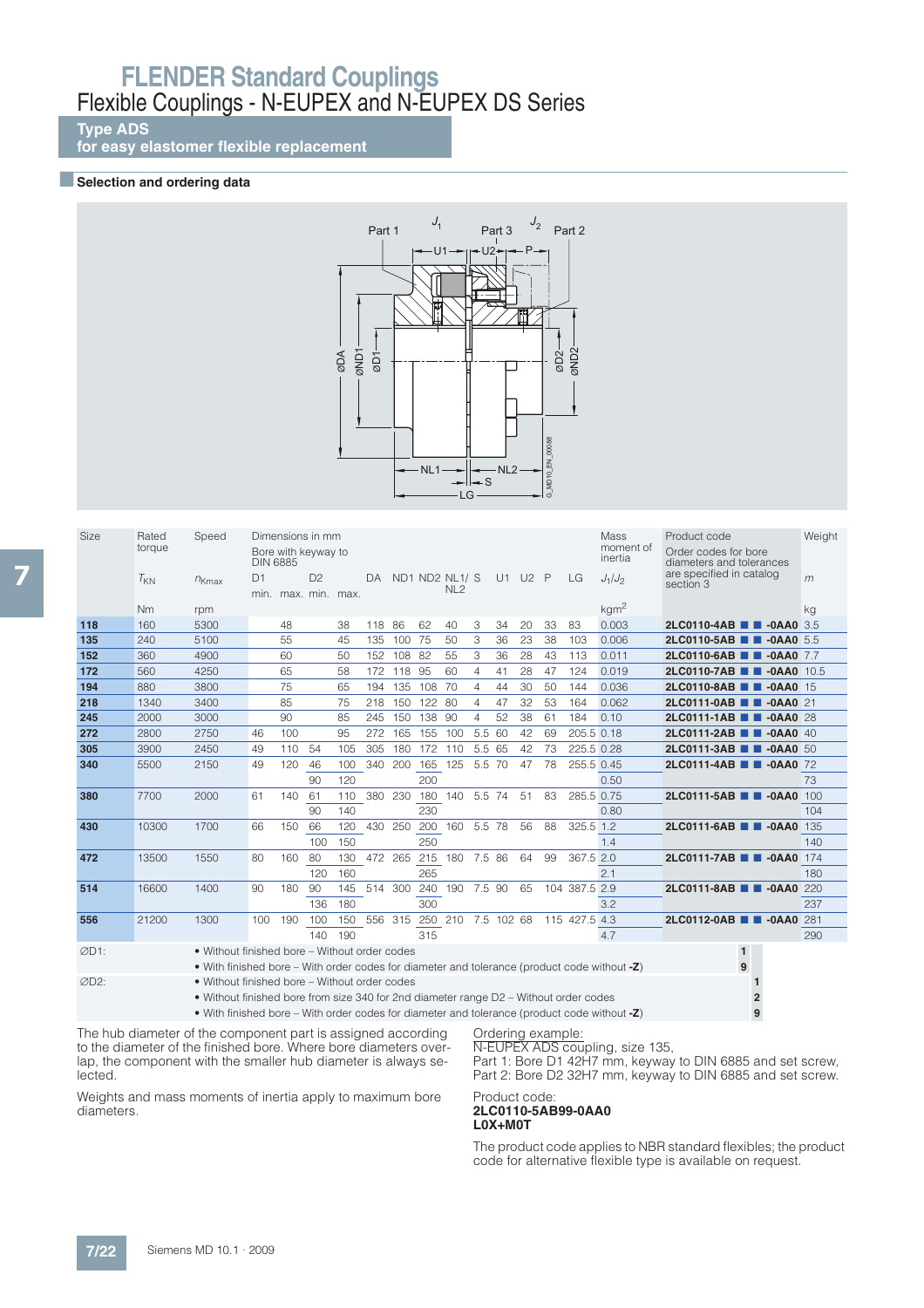# FLENDER Standard Couplings

## Flexible Couplings - N-EUPEX and N-EUPEX DS Series

### Type ADS
### for easy elastomer flexible replacement

#### Selection and ordering data

| Size | Rated torque | Speed | Dimensions in mm | | | | | | | | | | | | | | Mass moment of inertia | Product code | Weight |
|---|---|---|---|---|---|---|---|---|---|---|---|---|---|---|---|---|---|---|---|
| | | | Bore with keyway to DIN 6885 | | | | | | | | | | | | | | | Order codes for bore diameters and tolerances are specified in catalog section 3 | |
| | $T_{KN}$ | $n_{Kmax}$ | D1 | | D2 | | DA | ND1 | ND2 | NL1/ NL2 | S | U1 | U2 | P | LG | | $J_1/J_2$ | | $m$ |
| | | | min. | max. | min. | max. | | | | | | | | | | | | | |
| | Nm | rpm | | | | | | | | | | | | | | | $kgm^2$ | | kg |
| **118** | 160 | 5300 | | 48 | | 38 | 118 | 86 | 62 | 40 | 3 | 34 | 20 | 33 | 83 | | 0.003 | **2LC0110-4AB ■ ■ -0AA0** | 3.5 |
| **135** | 240 | 5100 | | 55 | | 45 | 135 | 100 | 75 | 50 | 3 | 36 | 23 | 38 | 103 | | 0.006 | **2LC0110-5AB ■ ■ -0AA0** | 5.5 |
| **152** | 360 | 4900 | | 60 | | 50 | 152 | 108 | 82 | 55 | 3 | 36 | 28 | 43 | 113 | | 0.011 | **2LC0110-6AB ■ ■ -0AA0** | 7.7 |
| **172** | 560 | 4250 | | 65 | | 58 | 172 | 118 | 95 | 60 | 4 | 41 | 28 | 47 | 124 | | 0.019 | **2LC0110-7AB ■ ■ -0AA0** | 10.5 |
| **194** | 880 | 3800 | | 75 | | 65 | 194 | 135 | 108 | 70 | 4 | 44 | 30 | 50 | 144 | | 0.036 | **2LC0110-8AB ■ ■ -0AA0** | 15 |
| **218** | 1340 | 3400 | | 85 | | 75 | 218 | 150 | 122 | 80 | 4 | 47 | 32 | 53 | 164 | | 0.062 | **2LC0111-0AB ■ ■ -0AA0** | 21 |
| **245** | 2000 | 3000 | | 90 | | 85 | 245 | 150 | 138 | 90 | 4 | 52 | 38 | 61 | 184 | | 0.10 | **2LC0111-1AB ■ ■ -0AA0** | 28 |
| **272** | 2800 | 2750 | 46 | 100 | | 95 | 272 | 165 | 155 | 100 | 5.5 | 60 | 42 | 69 | 205.5 | | 0.18 | **2LC0111-2AB ■ ■ -0AA0** | 40 |
| **305** | 3900 | 2450 | 49 | 110 | 54 | 105 | 305 | 180 | 172 | 110 | 5.5 | 65 | 42 | 73 | 225.5 | | 0.28 | **2LC0111-3AB ■ ■ -0AA0** | 50 |
| **340** | 5500 | 2150 | 49 | 120 | 46 | 100 | 340 | 200 | 165 | 125 | 5.5 | 70 | 47 | 78 | 255.5 | | 0.45 | **2LC0111-4AB ■ ■ -0AA0** | 72 |
| | | | | | 90 | 120 | | | 200 | | | | | | | | 0.50 | | 73 |
| **380** | 7700 | 2000 | 61 | 140 | 61 | 110 | 380 | 230 | 180 | 140 | 5.5 | 74 | 51 | 83 | 285.5 | | 0.75 | **2LC0111-5AB ■ ■ -0AA0** | 100 |
| | | | | | 90 | 140 | | | 230 | | | | | | | | 0.80 | | 104 |
| **430** | 10300 | 1700 | 66 | 150 | 66 | 120 | 430 | 250 | 200 | 160 | 5.5 | 78 | 56 | 88 | 325.5 | | 1.2 | **2LC0111-6AB ■ ■ -0AA0** | 135 |
| | | | | | 100 | 150 | | | 250 | | | | | | | | 1.4 | | 140 |
| **472** | 13500 | 1550 | 80 | 160 | 80 | 130 | 472 | 265 | 215 | 180 | 7.5 | 86 | 64 | 99 | 367.5 | | 2.0 | **2LC0111-7AB ■ ■ -0AA0** | 174 |
| | | | | | 120 | 160 | | | 265 | | | | | | | | 2.1 | | 180 |
| **514** | 16600 | 1400 | 90 | 180 | 90 | 145 | 514 | 300 | 240 | 190 | 7.5 | 90 | 65 | 104 | 387.5 | | 2.9 | **2LC0111-8AB ■ ■ -0AA0** | 220 |
| | | | | | 136 | 180 | | | 300 | | | | | | | | 3.2 | | 237 |
| **556** | 21200 | 1300 | 100 | 190 | 100 | 150 | 556 | 315 | 250 | 210 | 7.5 | 102 | 68 | 115 | 427.5 | | 4.3 | **2LC0112-0AB ■ ■ -0AA0** | 281 |
| | | | | | 140 | 190 | | | 315 | | | | | | | | 4.7 | | 290 |

ØD1:
- Without finished bore – Without order codes — **1**
- With finished bore – With order codes for diameter and tolerance (product code without **-Z**) — **9**

ØD2:
- Without finished bore – Without order codes — **1**
- Without finished bore from size 340 for 2nd diameter range D2 – Without order codes — **2**
- With finished bore – With order codes for diameter and tolerance (product code without **-Z**) — **9**

The hub diameter of the component part is assigned according to the diameter of the finished bore. Where bore diameters overlap, the component with the smaller hub diameter is always selected.

Weights and mass moments of inertia apply to maximum bore diameters.

Ordering example:
N-EUPEX ADS coupling, size 135,
Part 1: Bore D1 42H7 mm, keyway to DIN 6885 and set screw,
Part 2: Bore D2 32H7 mm, keyway to DIN 6885 and set screw.

Product code:
**2LC0110-5AB99-0AA0**
**L0X+M0T**

The product code applies to NBR standard flexibles; the product code for alternative flexible type is available on request.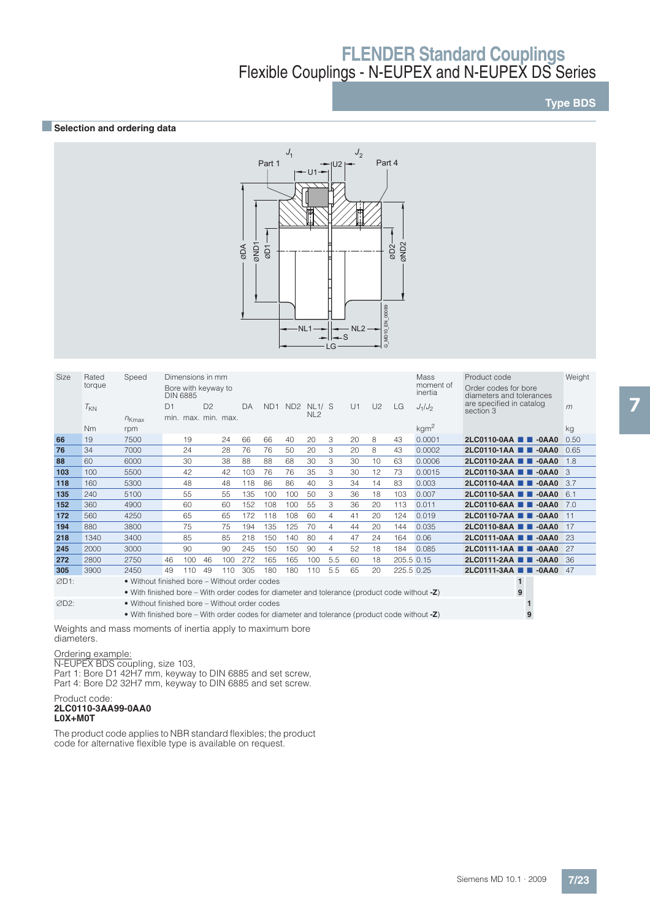## Selection and ordering data

| Size | Rated torque $T_{KN}$ | Speed $n_{Kmax}$ | Dimensions in mm – Bore with keyway to DIN 6885 – D1 min. | D1 max. | D2 min. | D2 max. | DA | ND1 | ND2 | NL1/NL2 | S | U1 | U2 | LG | Mass moment of inertia $J_1/J_2$ | Product code – Order codes for bore diameters and tolerances are specified in catalog section 3 | Weight $m$ |
|---|---|---|---|---|---|---|---|---|---|---|---|---|---|---|---|---|---|
| | Nm | rpm | | | | | | | | | | | | | kgm² | | kg |
| **66** | 19 | 7500 | | 19 | | 24 | 66 | 66 | 40 | 20 | 3 | 20 | 8 | 43 | 0.0001 | **2LC0110-0AA ■ ■ -0AA0** | 0.50 |
| **76** | 34 | 7000 | | 24 | | 28 | 76 | 76 | 50 | 20 | 3 | 20 | 8 | 43 | 0.0002 | **2LC0110-1AA ■ ■ -0AA0** | 0.65 |
| **88** | 60 | 6000 | | 30 | | 38 | 88 | 88 | 68 | 30 | 3 | 30 | 10 | 63 | 0.0006 | **2LC0110-2AA ■ ■ -0AA0** | 1.8 |
| **103** | 100 | 5500 | | 42 | | 42 | 103 | 76 | 76 | 35 | 3 | 30 | 12 | 73 | 0.0015 | **2LC0110-3AA ■ ■ -0AA0** | 3 |
| **118** | 160 | 5300 | | 48 | | 48 | 118 | 86 | 86 | 40 | 3 | 34 | 14 | 83 | 0.003 | **2LC0110-4AA ■ ■ -0AA0** | 3.7 |
| **135** | 240 | 5100 | | 55 | | 55 | 135 | 100 | 100 | 50 | 3 | 36 | 18 | 103 | 0.007 | **2LC0110-5AA ■ ■ -0AA0** | 6.1 |
| **152** | 360 | 4900 | | 60 | | 60 | 152 | 108 | 100 | 55 | 3 | 36 | 20 | 113 | 0.011 | **2LC0110-6AA ■ ■ -0AA0** | 7.0 |
| **172** | 560 | 4250 | | 65 | | 65 | 172 | 118 | 108 | 60 | 4 | 41 | 20 | 124 | 0.019 | **2LC0110-7AA ■ ■ -0AA0** | 11 |
| **194** | 880 | 3800 | | 75 | | 75 | 194 | 135 | 125 | 70 | 4 | 44 | 20 | 144 | 0.035 | **2LC0110-8AA ■ ■ -0AA0** | 17 |
| **218** | 1340 | 3400 | | 85 | | 85 | 218 | 150 | 140 | 80 | 4 | 47 | 24 | 164 | 0.06 | **2LC0111-0AA ■ ■ -0AA0** | 23 |
| **245** | 2000 | 3000 | | 90 | | 90 | 245 | 150 | 150 | 90 | 4 | 52 | 18 | 184 | 0.085 | **2LC0111-1AA ■ ■ -0AA0** | 27 |
| **272** | 2800 | 2750 | 46 | 100 | 46 | 100 | 272 | 165 | 165 | 100 | 5.5 | 60 | 18 | 205.5 | 0.15 | **2LC0111-2AA ■ ■ -0AA0** | 36 |
| **305** | 3900 | 2450 | 49 | 110 | 49 | 110 | 305 | 180 | 180 | 110 | 5.5 | 65 | 20 | 225.5 | 0.25 | **2LC0111-3AA ■ ■ -0AA0** | 47 |

| | | D1 | D2 |
|---|---|---|---|
| ∅D1: | • Without finished bore – Without order codes | **1** | |
| | • With finished bore – With order codes for diameter and tolerance (product code without **-Z**) | **9** | |
| ∅D2: | • Without finished bore – Without order codes | | **1** |
| | • With finished bore – With order codes for diameter and tolerance (product code without **-Z**) | | **9** |

Weights and mass moments of inertia apply to maximum bore diameters.

Ordering example:
N-EUPEX BDS coupling, size 103,
Part 1: Bore D1 42H7 mm, keyway to DIN 6885 and set screw,
Part 4: Bore D2 32H7 mm, keyway to DIN 6885 and set screw.

Product code:
**2LC0110-3AA99-0AA0**
**L0X+M0T**

The product code applies to NBR standard flexibles; the product code for alternative flexible type is available on request.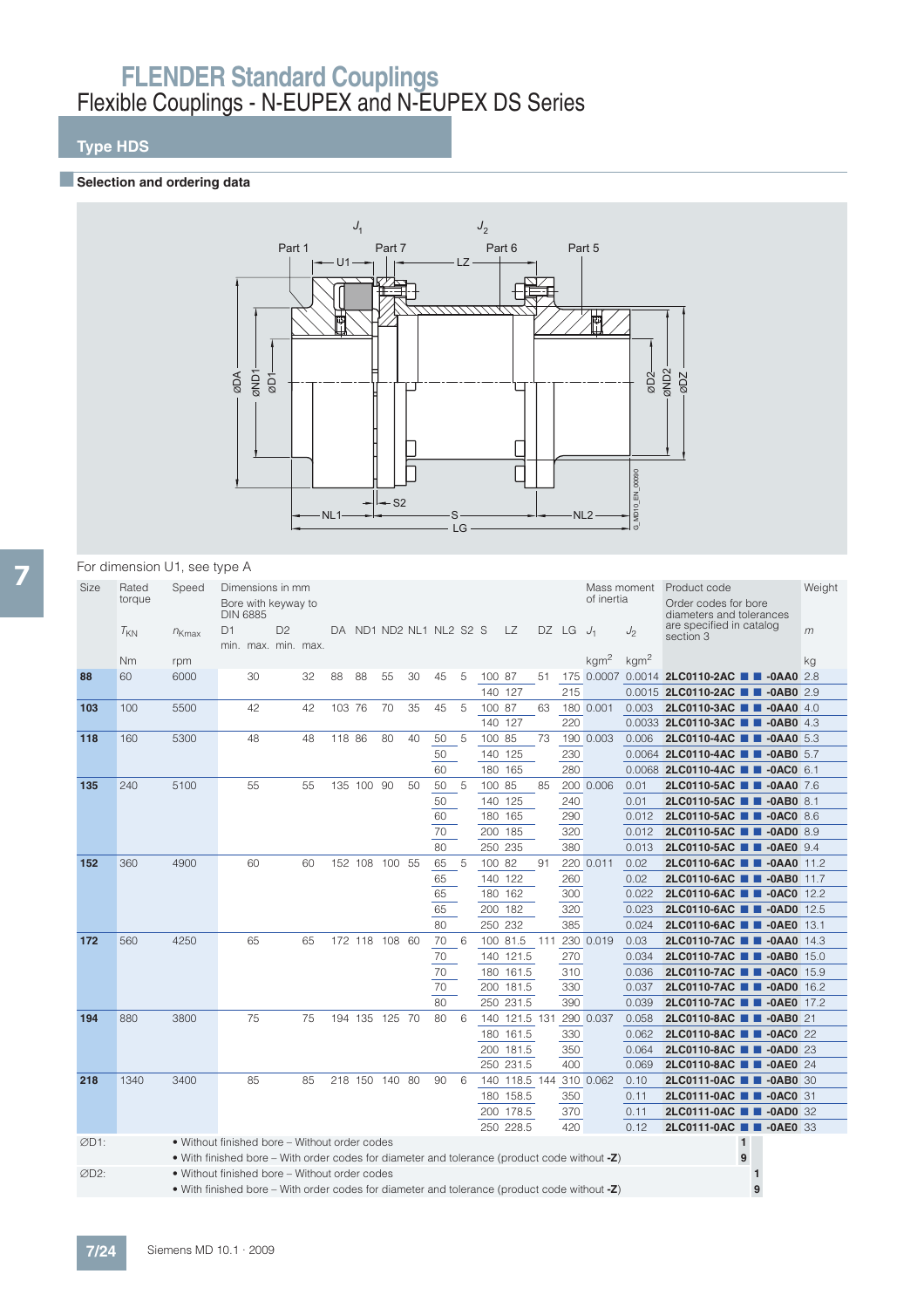# FLENDER Standard Couplings

## Flexible Couplings - N-EUPEX and N-EUPEX DS Series

### Type HDS

#### Selection and ordering data

For dimension U1, see type A

| Size | Rated torque | Speed | Dimensions in mm Bore with keyway to DIN 6885 | | | | | | | | | | | | | | | | Mass moment of inertia | | Product code Order codes for bore diameters and tolerances are specified in catalog section 3 | Weight |
|---|---|---|---|---|---|---|---|---|---|---|---|---|---|---|---|---|---|---|---|---|---|---|
| | $T_{KN}$ | $n_{Kmax}$ | D1 min. | D1 max. | D2 min. | D2 max. | DA | ND1 | ND2 | NL1 | NL2 | S2 | S | LZ | DZ | LG | | | $J_1$ | $J_2$ | | $m$ |
| | Nm | rpm | | | | | | | | | | | | | | | | | kgm² | kgm² | | kg |
| **88** | 60 | 6000 | | 30 | | 32 | 88 | 88 | 55 | 30 | 45 | 5 | 100 | 87 | 51 | 175 | | | 0.0007 | 0.0014 | 2LC0110-2AC ■ ■ -0AA0 | 2.8 |
| | | | | | | | | | | | | | 140 | 127 | | 215 | | | | 0.0015 | 2LC0110-2AC ■ ■ -0AB0 | 2.9 |
| **103** | 100 | 5500 | | 42 | | 42 | 103 | 76 | 70 | 35 | 45 | 5 | 100 | 87 | 63 | 180 | | | 0.001 | 0.003 | 2LC0110-3AC ■ ■ -0AA0 | 4.0 |
| | | | | | | | | | | | | | 140 | 127 | | 220 | | | | 0.0033 | 2LC0110-3AC ■ ■ -0AB0 | 4.3 |
| **118** | 160 | 5300 | | 48 | | 48 | 118 | 86 | 80 | 40 | 50 | 5 | 100 | 85 | 73 | 190 | | | 0.003 | 0.006 | 2LC0110-4AC ■ ■ -0AA0 | 5.3 |
| | | | | | | | | | | | 50 | | 140 | 125 | | 230 | | | | 0.0064 | 2LC0110-4AC ■ ■ -0AB0 | 5.7 |
| | | | | | | | | | | | 60 | | 180 | 165 | | 280 | | | | 0.0068 | 2LC0110-4AC ■ ■ -0AC0 | 6.1 |
| **135** | 240 | 5100 | | 55 | | 55 | 135 | 100 | 90 | 50 | 50 | 5 | 100 | 85 | 85 | 200 | | | 0.006 | 0.01 | 2LC0110-5AC ■ ■ -0AA0 | 7.6 |
| | | | | | | | | | | | 50 | | 140 | 125 | | 240 | | | | 0.01 | 2LC0110-5AC ■ ■ -0AB0 | 8.1 |
| | | | | | | | | | | | 60 | | 180 | 165 | | 290 | | | | 0.012 | 2LC0110-5AC ■ ■ -0AC0 | 8.6 |
| | | | | | | | | | | | 70 | | 200 | 185 | | 320 | | | | 0.012 | 2LC0110-5AC ■ ■ -0AD0 | 8.9 |
| | | | | | | | | | | | 80 | | 250 | 235 | | 380 | | | | 0.013 | 2LC0110-5AC ■ ■ -0AE0 | 9.4 |
| **152** | 360 | 4900 | | 60 | | 60 | 152 | 108 | 100 | 55 | 65 | 5 | 100 | 82 | 91 | 220 | | | 0.011 | 0.02 | 2LC0110-6AC ■ ■ -0AA0 | 11.2 |
| | | | | | | | | | | | 65 | | 140 | 122 | | 260 | | | | 0.02 | 2LC0110-6AC ■ ■ -0AB0 | 11.7 |
| | | | | | | | | | | | 65 | | 180 | 162 | | 300 | | | | 0.022 | 2LC0110-6AC ■ ■ -0AC0 | 12.2 |
| | | | | | | | | | | | 65 | | 200 | 182 | | 320 | | | | 0.023 | 2LC0110-6AC ■ ■ -0AD0 | 12.5 |
| | | | | | | | | | | | 80 | | 250 | 232 | | 385 | | | | 0.024 | 2LC0110-6AC ■ ■ -0AE0 | 13.1 |
| **172** | 560 | 4250 | | 65 | | 65 | 172 | 118 | 108 | 60 | 70 | 6 | 100 | 81.5 | 111 | 230 | | | 0.019 | 0.03 | 2LC0110-7AC ■ ■ -0AA0 | 14.3 |
| | | | | | | | | | | | 70 | | 140 | 121.5 | | 270 | | | | 0.034 | 2LC0110-7AC ■ ■ -0AB0 | 15.0 |
| | | | | | | | | | | | 70 | | 180 | 161.5 | | 310 | | | | 0.036 | 2LC0110-7AC ■ ■ -0AC0 | 15.9 |
| | | | | | | | | | | | 70 | | 200 | 181.5 | | 330 | | | | 0.037 | 2LC0110-7AC ■ ■ -0AD0 | 16.2 |
| | | | | | | | | | | | 80 | | 250 | 231.5 | | 390 | | | | 0.039 | 2LC0110-7AC ■ ■ -0AE0 | 17.2 |
| **194** | 880 | 3800 | | 75 | | 75 | 194 | 135 | 125 | 70 | 80 | 6 | 140 | 121.5 | 131 | 290 | | | 0.037 | 0.058 | 2LC0110-8AC ■ ■ -0AB0 | 21 |
| | | | | | | | | | | | | | 180 | 161.5 | | 330 | | | | 0.062 | 2LC0110-8AC ■ ■ -0AC0 | 22 |
| | | | | | | | | | | | | | 200 | 181.5 | | 350 | | | | 0.064 | 2LC0110-8AC ■ ■ -0AD0 | 23 |
| | | | | | | | | | | | | | 250 | 231.5 | | 400 | | | | 0.069 | 2LC0110-8AC ■ ■ -0AE0 | 24 |
| **218** | 1340 | 3400 | | 85 | | 85 | 218 | 150 | 140 | 80 | 90 | 6 | 140 | 118.5 | 144 | 310 | | | 0.062 | 0.10 | 2LC0111-0AC ■ ■ -0AB0 | 30 |
| | | | | | | | | | | | | | 180 | 158.5 | | 350 | | | | 0.11 | 2LC0111-0AC ■ ■ -0AC0 | 31 |
| | | | | | | | | | | | | | 200 | 178.5 | | 370 | | | | 0.11 | 2LC0111-0AC ■ ■ -0AD0 | 32 |
| | | | | | | | | | | | | | 250 | 228.5 | | 420 | | | | 0.12 | 2LC0111-0AC ■ ■ -0AE0 | 33 |

| | | First ■ | Second ■ |
|---|---|---|---|
| ∅D1: | • Without finished bore – Without order codes | 1 | |
| | • With finished bore – With order codes for diameter and tolerance (product code without **-Z**) | 9 | |
| ∅D2: | • Without finished bore – Without order codes | | 1 |
| | • With finished bore – With order codes for diameter and tolerance (product code without **-Z**) | | 9 |

Siemens MD 10.1 · 2009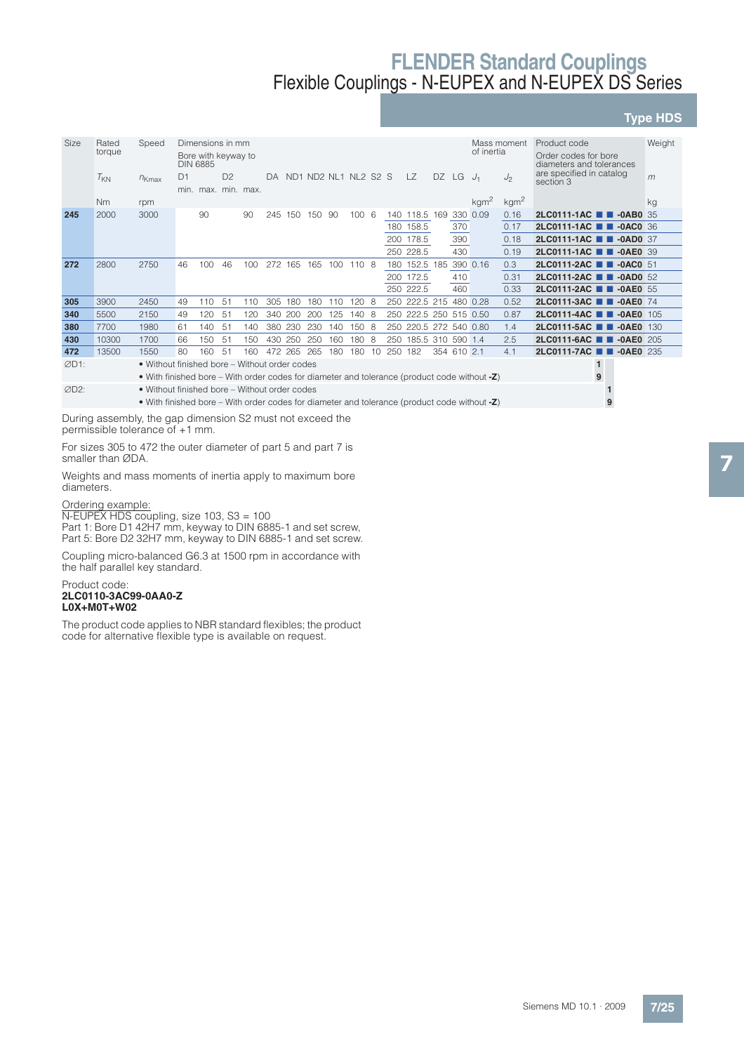# FLENDER Standard Couplings

## Flexible Couplings - N-EUPEX and N-EUPEX DS Series

### Type HDS

| Size | Rated torque | Speed | Dimensions in mm | | | | | | | | | | | | | | | | Mass moment of inertia | | Product code | Weight |
|---|---|---|---|---|---|---|---|---|---|---|---|---|---|---|---|---|---|---|---|---|---|---|
| | | | Bore with keyway to DIN 6885 | | | | | | | | | | | | | | | | | | Order codes for bore diameters and tolerances are specified in catalog section 3 | |
| | $T_{KN}$ | $n_{Kmax}$ | D1 | | D2 | | DA | ND1 | ND2 | NL1 | NL2 | S2 | S | LZ | DZ | LG | | | $J_1$ | $J_2$ | | $m$ |
| | | | min. | max. | min. | max. | | | | | | | | | | | | | | | | |
| | Nm | rpm | | | | | | | | | | | | | | | | | kgm² | kgm² | | kg |
| **245** | 2000 | 3000 | | 90 | | 90 | 245 | 150 | 150 | 90 | 100 | 6 | 140 | 118.5 | 169 | 330 | | | 0.09 | 0.16 | **2LC0111-1AC ■ ■ -0AB0** | 35 |
| | | | | | | | | | | | | | 180 | 158.5 | | 370 | | | | 0.17 | **2LC0111-1AC ■ ■ -0AC0** | 36 |
| | | | | | | | | | | | | | 200 | 178.5 | | 390 | | | | 0.18 | **2LC0111-1AC ■ ■ -0AD0** | 37 |
| | | | | | | | | | | | | | 250 | 228.5 | | 430 | | | | 0.19 | **2LC0111-1AC ■ ■ -0AE0** | 39 |
| **272** | 2800 | 2750 | 46 | 100 | 46 | 100 | 272 | 165 | 165 | 100 | 110 | 8 | 180 | 152.5 | 185 | 390 | | | 0.16 | 0.3 | **2LC0111-2AC ■ ■ -0AC0** | 51 |
| | | | | | | | | | | | | | 200 | 172.5 | | 410 | | | | 0.31 | **2LC0111-2AC ■ ■ -0AD0** | 52 |
| | | | | | | | | | | | | | 250 | 222.5 | | 460 | | | | 0.33 | **2LC0111-2AC ■ ■ -0AE0** | 55 |
| **305** | 3900 | 2450 | 49 | 110 | 51 | 110 | 305 | 180 | 180 | 110 | 120 | 8 | 250 | 222.5 | 215 | 480 | | | 0.28 | 0.52 | **2LC0111-3AC ■ ■ -0AE0** | 74 |
| **340** | 5500 | 2150 | 49 | 120 | 51 | 120 | 340 | 200 | 200 | 125 | 140 | 8 | 250 | 222.5 | 250 | 515 | | | 0.50 | 0.87 | **2LC0111-4AC ■ ■ -0AE0** | 105 |
| **380** | 7700 | 1980 | 61 | 140 | 51 | 140 | 380 | 230 | 230 | 140 | 150 | 8 | 250 | 220.5 | 272 | 540 | | | 0.80 | 1.4 | **2LC0111-5AC ■ ■ -0AE0** | 130 |
| **430** | 10300 | 1700 | 66 | 150 | 51 | 150 | 430 | 250 | 250 | 160 | 180 | 8 | 250 | 185.5 | 310 | 590 | | | 1.4 | 2.5 | **2LC0111-6AC ■ ■ -0AE0** | 205 |
| **472** | 13500 | 1550 | 80 | 160 | 51 | 160 | 472 | 265 | 265 | 180 | 180 | 10 | 250 | 182 | 354 | 610 | | | 2.1 | 4.1 | **2LC0111-7AC ■ ■ -0AE0** | 235 |
| ØD1: | • Without finished bore – Without order codes | | | | | | | | | | | | | | | | | | | | **1** | |
| | • With finished bore – With order codes for diameter and tolerance (product code without **-Z**) | | | | | | | | | | | | | | | | | | | | **9** | |
| ØD2: | • Without finished bore – Without order codes | | | | | | | | | | | | | | | | | | | | **1** | |
| | • With finished bore – With order codes for diameter and tolerance (product code without **-Z**) | | | | | | | | | | | | | | | | | | | | **9** | |

During assembly, the gap dimension S2 must not exceed the permissible tolerance of +1 mm.

For sizes 305 to 472 the outer diameter of part 5 and part 7 is smaller than ØDA.

Weights and mass moments of inertia apply to maximum bore diameters.

Ordering example:
N-EUPEX HDS coupling, size 103, S3 = 100
Part 1: Bore D1 42H7 mm, keyway to DIN 6885-1 and set screw,
Part 5: Bore D2 32H7 mm, keyway to DIN 6885-1 and set screw.

Coupling micro-balanced G6.3 at 1500 rpm in accordance with the half parallel key standard.

Product code:
**2LC0110-3AC99-0AA0-Z**
**L0X+M0T+W02**

The product code applies to NBR standard flexibles; the product code for alternative flexible type is available on request.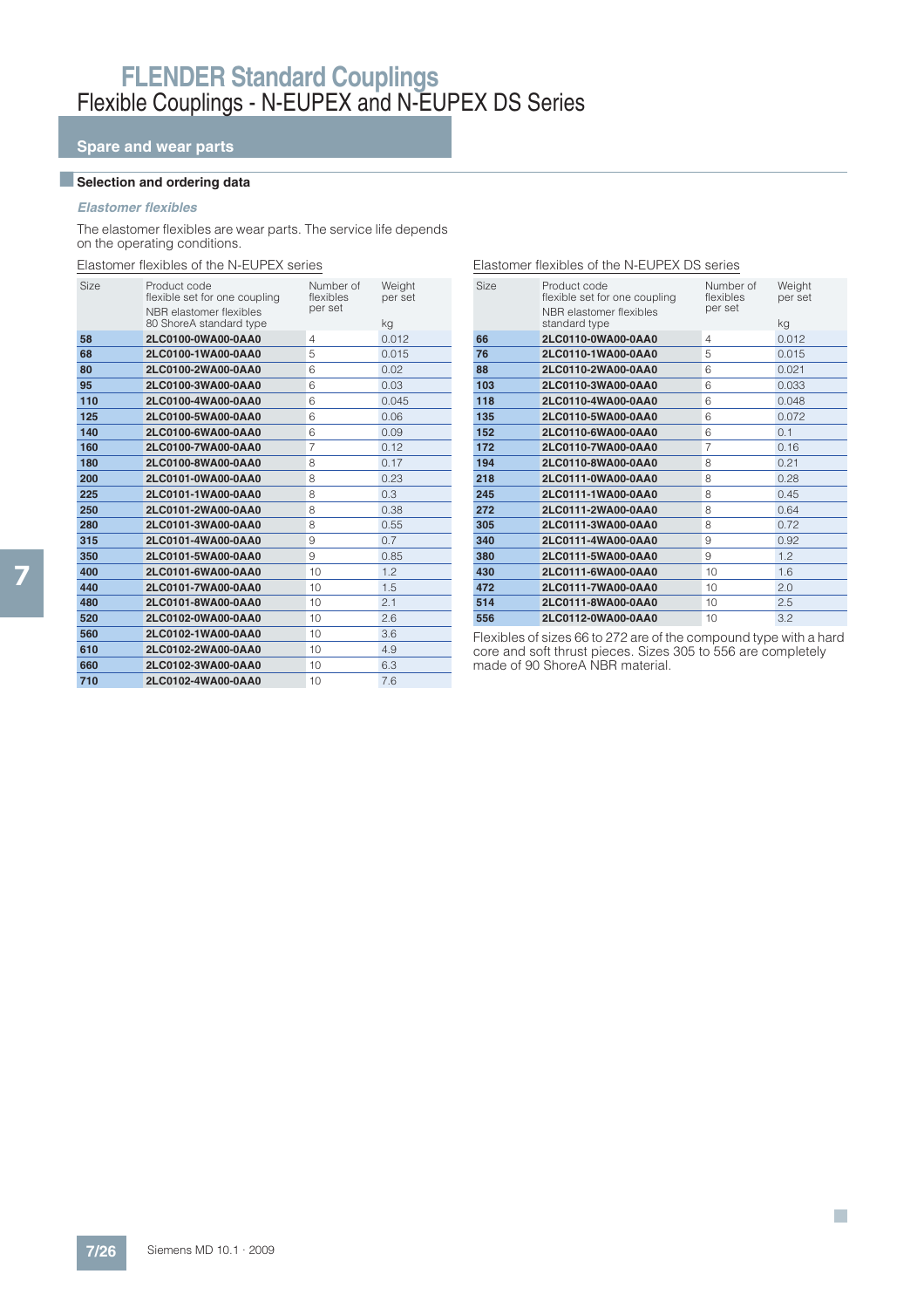# FLENDER Standard Couplings

## Flexible Couplings - N-EUPEX and N-EUPEX DS Series

### Spare and wear parts

#### Selection and ordering data

*Elastomer flexibles*

The elastomer flexibles are wear parts. The service life depends on the operating conditions.

Elastomer flexibles of the N-EUPEX series

| Size | Product code flexible set for one coupling NBR elastomer flexibles 80 ShoreA standard type | Number of flexibles per set | Weight per set kg |
|---|---|---|---|
| **58** | **2LC0100-0WA00-0AA0** | 4 | 0.012 |
| **68** | **2LC0100-1WA00-0AA0** | 5 | 0.015 |
| **80** | **2LC0100-2WA00-0AA0** | 6 | 0.02 |
| **95** | **2LC0100-3WA00-0AA0** | 6 | 0.03 |
| **110** | **2LC0100-4WA00-0AA0** | 6 | 0.045 |
| **125** | **2LC0100-5WA00-0AA0** | 6 | 0.06 |
| **140** | **2LC0100-6WA00-0AA0** | 6 | 0.09 |
| **160** | **2LC0100-7WA00-0AA0** | 7 | 0.12 |
| **180** | **2LC0100-8WA00-0AA0** | 8 | 0.17 |
| **200** | **2LC0101-0WA00-0AA0** | 8 | 0.23 |
| **225** | **2LC0101-1WA00-0AA0** | 8 | 0.3 |
| **250** | **2LC0101-2WA00-0AA0** | 8 | 0.38 |
| **280** | **2LC0101-3WA00-0AA0** | 8 | 0.55 |
| **315** | **2LC0101-4WA00-0AA0** | 9 | 0.7 |
| **350** | **2LC0101-5WA00-0AA0** | 9 | 0.85 |
| **400** | **2LC0101-6WA00-0AA0** | 10 | 1.2 |
| **440** | **2LC0101-7WA00-0AA0** | 10 | 1.5 |
| **480** | **2LC0101-8WA00-0AA0** | 10 | 2.1 |
| **520** | **2LC0102-0WA00-0AA0** | 10 | 2.6 |
| **560** | **2LC0102-1WA00-0AA0** | 10 | 3.6 |
| **610** | **2LC0102-2WA00-0AA0** | 10 | 4.9 |
| **660** | **2LC0102-3WA00-0AA0** | 10 | 6.3 |
| **710** | **2LC0102-4WA00-0AA0** | 10 | 7.6 |

Elastomer flexibles of the N-EUPEX DS series

| Size | Product code flexible set for one coupling NBR elastomer flexibles standard type | Number of flexibles per set | Weight per set kg |
|---|---|---|---|
| **66** | **2LC0110-0WA00-0AA0** | 4 | 0.012 |
| **76** | **2LC0110-1WA00-0AA0** | 5 | 0.015 |
| **88** | **2LC0110-2WA00-0AA0** | 6 | 0.021 |
| **103** | **2LC0110-3WA00-0AA0** | 6 | 0.033 |
| **118** | **2LC0110-4WA00-0AA0** | 6 | 0.048 |
| **135** | **2LC0110-5WA00-0AA0** | 6 | 0.072 |
| **152** | **2LC0110-6WA00-0AA0** | 6 | 0.1 |
| **172** | **2LC0110-7WA00-0AA0** | 7 | 0.16 |
| **194** | **2LC0110-8WA00-0AA0** | 8 | 0.21 |
| **218** | **2LC0111-0WA00-0AA0** | 8 | 0.28 |
| **245** | **2LC0111-1WA00-0AA0** | 8 | 0.45 |
| **272** | **2LC0111-2WA00-0AA0** | 8 | 0.64 |
| **305** | **2LC0111-3WA00-0AA0** | 8 | 0.72 |
| **340** | **2LC0111-4WA00-0AA0** | 9 | 0.92 |
| **380** | **2LC0111-5WA00-0AA0** | 9 | 1.2 |
| **430** | **2LC0111-6WA00-0AA0** | 10 | 1.6 |
| **472** | **2LC0111-7WA00-0AA0** | 10 | 2.0 |
| **514** | **2LC0111-8WA00-0AA0** | 10 | 2.5 |
| **556** | **2LC0112-0WA00-0AA0** | 10 | 3.2 |

Flexibles of sizes 66 to 272 are of the compound type with a hard core and soft thrust pieces. Sizes 305 to 556 are completely made of 90 ShoreA NBR material.